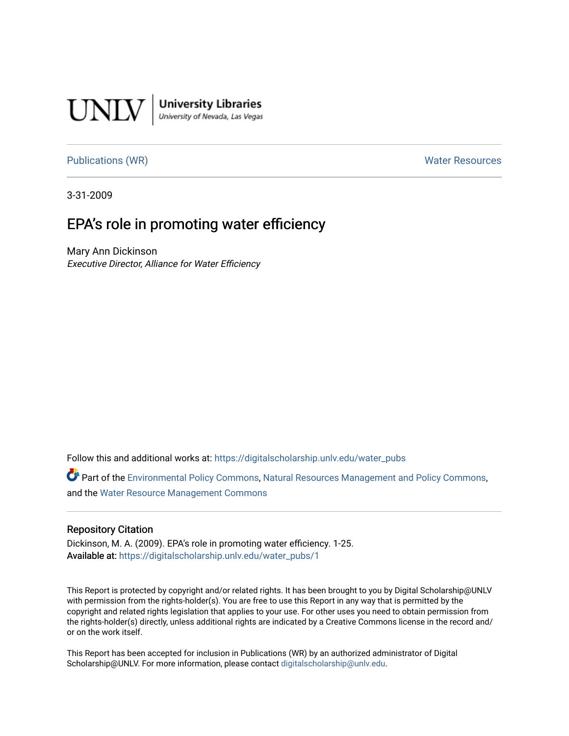UNLV | University Libraries
*University of Nevada, Las Vegas*

Publications (WR) Water Resources

3-31-2009

# EPA's role in promoting water efficiency

Mary Ann Dickinson
*Executive Director, Alliance for Water Efficiency*

Follow this and additional works at: https://digitalscholarship.unlv.edu/water_pubs

Part of the Environmental Policy Commons, Natural Resources Management and Policy Commons, and the Water Resource Management Commons

## Repository Citation

Dickinson, M. A. (2009). EPA's role in promoting water efficiency. 1-25.
**Available at:** https://digitalscholarship.unlv.edu/water_pubs/1

This Report is protected by copyright and/or related rights. It has been brought to you by Digital Scholarship@UNLV with permission from the rights-holder(s). You are free to use this Report in any way that is permitted by the copyright and related rights legislation that applies to your use. For other uses you need to obtain permission from the rights-holder(s) directly, unless additional rights are indicated by a Creative Commons license in the record and/or on the work itself.

This Report has been accepted for inclusion in Publications (WR) by an authorized administrator of Digital Scholarship@UNLV. For more information, please contact digitalscholarship@unlv.edu.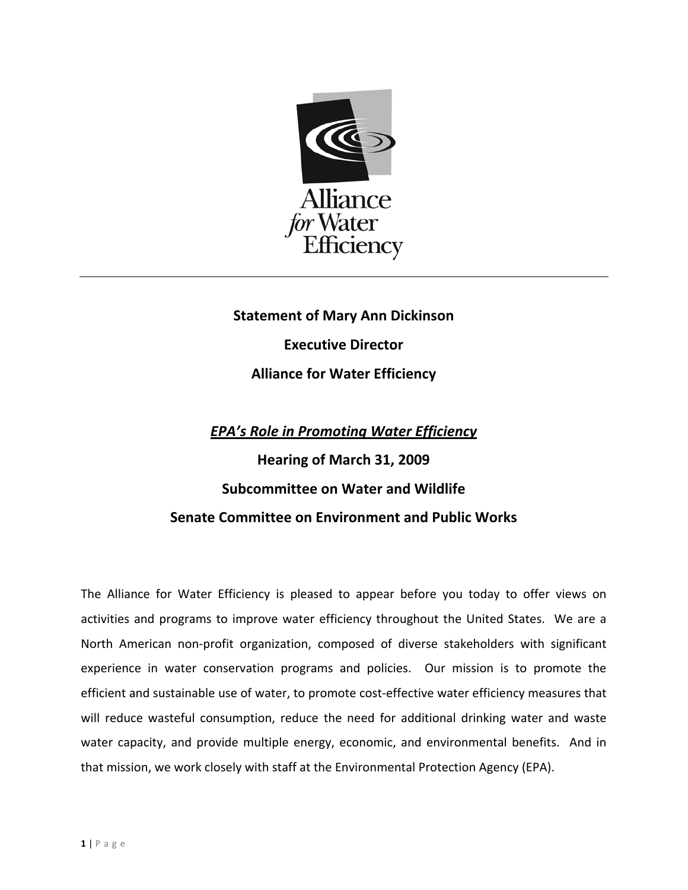Alliance for Water Efficiency

---

**Statement of Mary Ann Dickinson**

**Executive Director**

**Alliance for Water Efficiency**

***EPA's Role in Promoting Water Efficiency***

**Hearing of March 31, 2009**

**Subcommittee on Water and Wildlife**

**Senate Committee on Environment and Public Works**

The Alliance for Water Efficiency is pleased to appear before you today to offer views on activities and programs to improve water efficiency throughout the United States. We are a North American non-profit organization, composed of diverse stakeholders with significant experience in water conservation programs and policies. Our mission is to promote the efficient and sustainable use of water, to promote cost-effective water efficiency measures that will reduce wasteful consumption, reduce the need for additional drinking water and waste water capacity, and provide multiple energy, economic, and environmental benefits. And in that mission, we work closely with staff at the Environmental Protection Agency (EPA).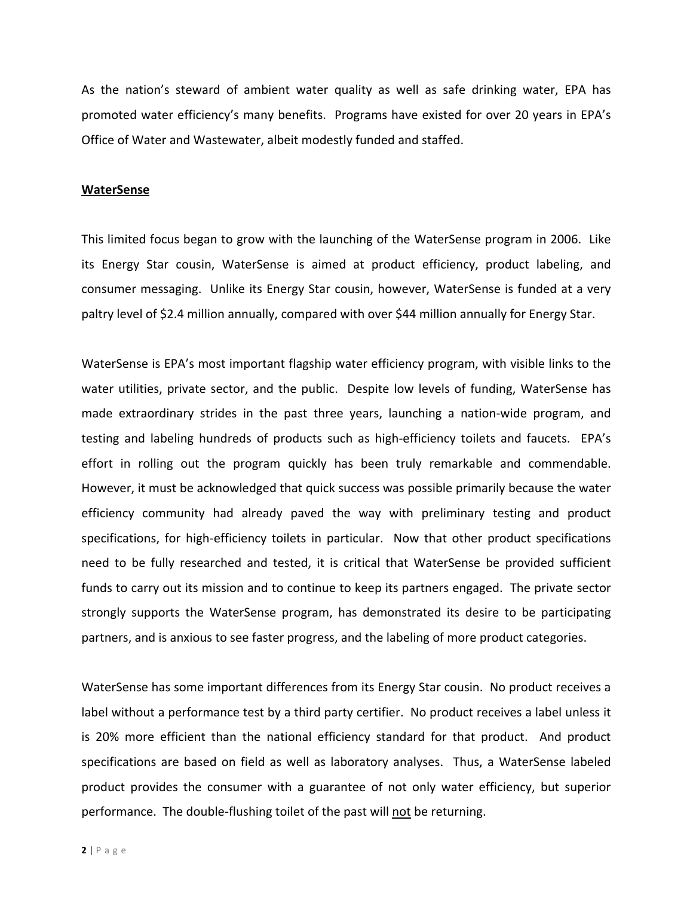As the nation's steward of ambient water quality as well as safe drinking water, EPA has promoted water efficiency's many benefits. Programs have existed for over 20 years in EPA's Office of Water and Wastewater, albeit modestly funded and staffed.

## WaterSense

This limited focus began to grow with the launching of the WaterSense program in 2006. Like its Energy Star cousin, WaterSense is aimed at product efficiency, product labeling, and consumer messaging. Unlike its Energy Star cousin, however, WaterSense is funded at a very paltry level of $2.4 million annually, compared with over $44 million annually for Energy Star.

WaterSense is EPA's most important flagship water efficiency program, with visible links to the water utilities, private sector, and the public. Despite low levels of funding, WaterSense has made extraordinary strides in the past three years, launching a nation-wide program, and testing and labeling hundreds of products such as high-efficiency toilets and faucets. EPA's effort in rolling out the program quickly has been truly remarkable and commendable. However, it must be acknowledged that quick success was possible primarily because the water efficiency community had already paved the way with preliminary testing and product specifications, for high-efficiency toilets in particular. Now that other product specifications need to be fully researched and tested, it is critical that WaterSense be provided sufficient funds to carry out its mission and to continue to keep its partners engaged. The private sector strongly supports the WaterSense program, has demonstrated its desire to be participating partners, and is anxious to see faster progress, and the labeling of more product categories.

WaterSense has some important differences from its Energy Star cousin. No product receives a label without a performance test by a third party certifier. No product receives a label unless it is 20% more efficient than the national efficiency standard for that product. And product specifications are based on field as well as laboratory analyses. Thus, a WaterSense labeled product provides the consumer with a guarantee of not only water efficiency, but superior performance. The double-flushing toilet of the past will <u>not</u> be returning.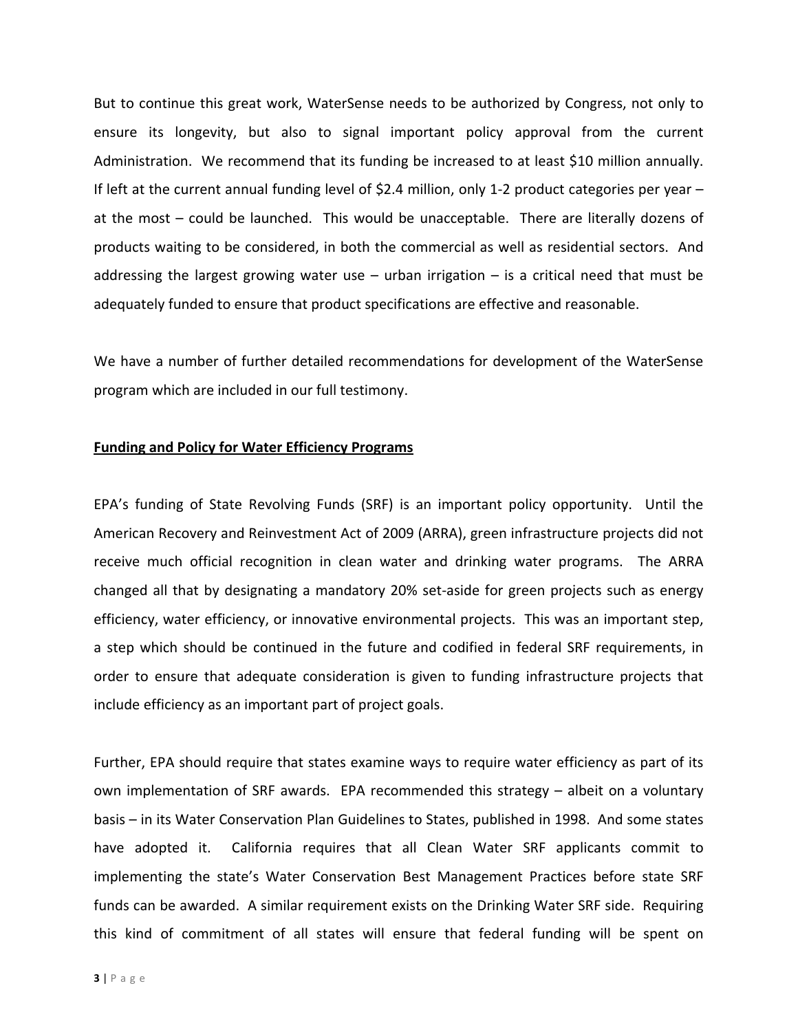But to continue this great work, WaterSense needs to be authorized by Congress, not only to ensure its longevity, but also to signal important policy approval from the current Administration. We recommend that its funding be increased to at least $10 million annually. If left at the current annual funding level of $2.4 million, only 1-2 product categories per year – at the most – could be launched. This would be unacceptable. There are literally dozens of products waiting to be considered, in both the commercial as well as residential sectors. And addressing the largest growing water use – urban irrigation – is a critical need that must be adequately funded to ensure that product specifications are effective and reasonable.

We have a number of further detailed recommendations for development of the WaterSense program which are included in our full testimony.

**Funding and Policy for Water Efficiency Programs**

EPA's funding of State Revolving Funds (SRF) is an important policy opportunity. Until the American Recovery and Reinvestment Act of 2009 (ARRA), green infrastructure projects did not receive much official recognition in clean water and drinking water programs. The ARRA changed all that by designating a mandatory 20% set-aside for green projects such as energy efficiency, water efficiency, or innovative environmental projects. This was an important step, a step which should be continued in the future and codified in federal SRF requirements, in order to ensure that adequate consideration is given to funding infrastructure projects that include efficiency as an important part of project goals.

Further, EPA should require that states examine ways to require water efficiency as part of its own implementation of SRF awards. EPA recommended this strategy – albeit on a voluntary basis – in its Water Conservation Plan Guidelines to States, published in 1998. And some states have adopted it. California requires that all Clean Water SRF applicants commit to implementing the state's Water Conservation Best Management Practices before state SRF funds can be awarded. A similar requirement exists on the Drinking Water SRF side. Requiring this kind of commitment of all states will ensure that federal funding will be spent on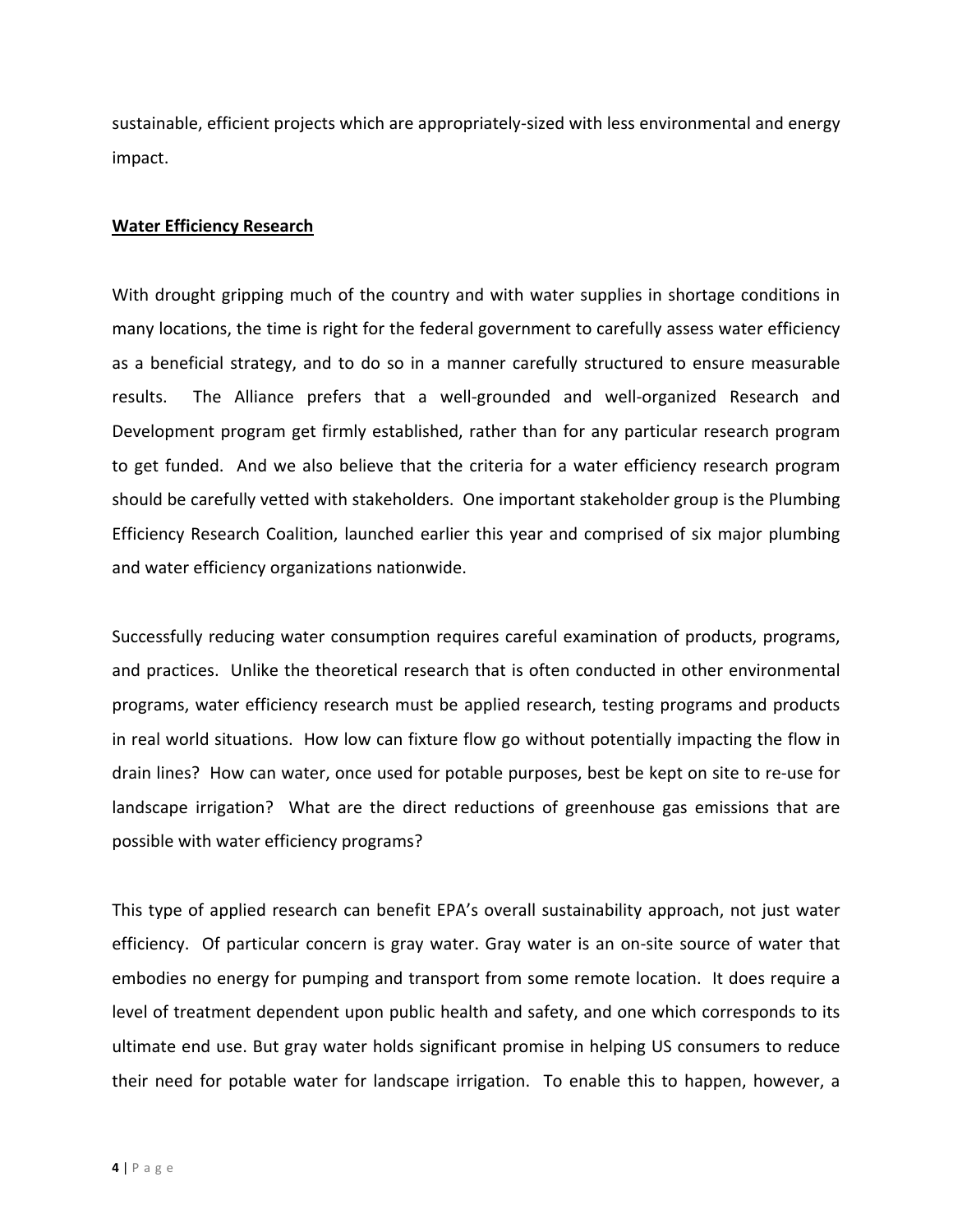sustainable, efficient projects which are appropriately-sized with less environmental and energy impact.

**Water Efficiency Research**

With drought gripping much of the country and with water supplies in shortage conditions in many locations, the time is right for the federal government to carefully assess water efficiency as a beneficial strategy, and to do so in a manner carefully structured to ensure measurable results. The Alliance prefers that a well-grounded and well-organized Research and Development program get firmly established, rather than for any particular research program to get funded. And we also believe that the criteria for a water efficiency research program should be carefully vetted with stakeholders. One important stakeholder group is the Plumbing Efficiency Research Coalition, launched earlier this year and comprised of six major plumbing and water efficiency organizations nationwide.

Successfully reducing water consumption requires careful examination of products, programs, and practices. Unlike the theoretical research that is often conducted in other environmental programs, water efficiency research must be applied research, testing programs and products in real world situations. How low can fixture flow go without potentially impacting the flow in drain lines? How can water, once used for potable purposes, best be kept on site to re-use for landscape irrigation? What are the direct reductions of greenhouse gas emissions that are possible with water efficiency programs?

This type of applied research can benefit EPA's overall sustainability approach, not just water efficiency. Of particular concern is gray water. Gray water is an on-site source of water that embodies no energy for pumping and transport from some remote location. It does require a level of treatment dependent upon public health and safety, and one which corresponds to its ultimate end use. But gray water holds significant promise in helping US consumers to reduce their need for potable water for landscape irrigation. To enable this to happen, however, a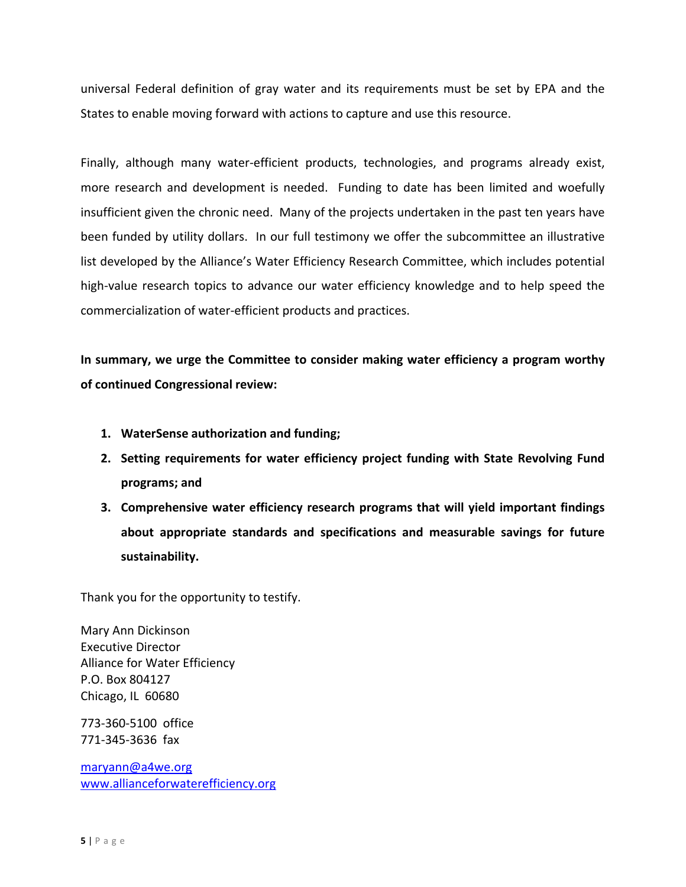universal Federal definition of gray water and its requirements must be set by EPA and the States to enable moving forward with actions to capture and use this resource.

Finally, although many water-efficient products, technologies, and programs already exist, more research and development is needed. Funding to date has been limited and woefully insufficient given the chronic need. Many of the projects undertaken in the past ten years have been funded by utility dollars. In our full testimony we offer the subcommittee an illustrative list developed by the Alliance's Water Efficiency Research Committee, which includes potential high-value research topics to advance our water efficiency knowledge and to help speed the commercialization of water-efficient products and practices.

**In summary, we urge the Committee to consider making water efficiency a program worthy of continued Congressional review:**

1. **WaterSense authorization and funding;**
2. **Setting requirements for water efficiency project funding with State Revolving Fund programs; and**
3. **Comprehensive water efficiency research programs that will yield important findings about appropriate standards and specifications and measurable savings for future sustainability.**

Thank you for the opportunity to testify.

Mary Ann Dickinson
Executive Director
Alliance for Water Efficiency
P.O. Box 804127
Chicago, IL 60680

773-360-5100 office
771-345-3636 fax

maryann@a4we.org
www.allianceforwaterefficiency.org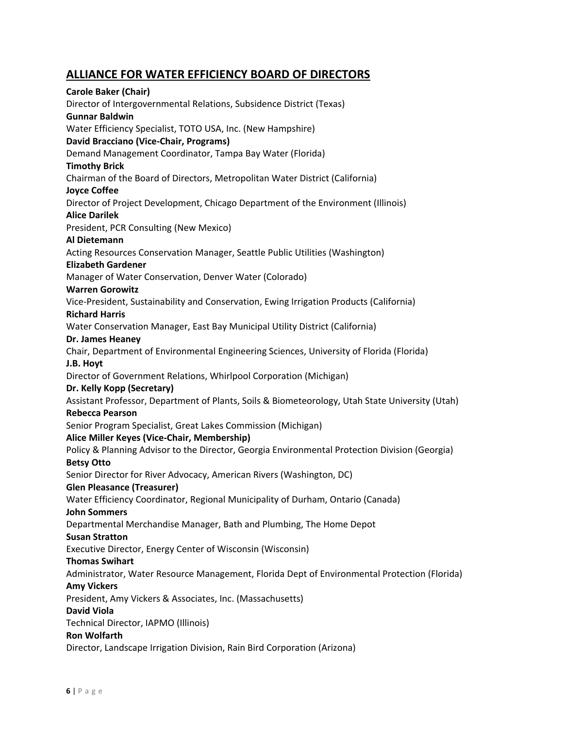## ALLIANCE FOR WATER EFFICIENCY BOARD OF DIRECTORS

**Carole Baker (Chair)**
Director of Intergovernmental Relations, Subsidence District (Texas)
**Gunnar Baldwin**
Water Efficiency Specialist, TOTO USA, Inc. (New Hampshire)
**David Bracciano (Vice-Chair, Programs)**
Demand Management Coordinator, Tampa Bay Water (Florida)
**Timothy Brick**
Chairman of the Board of Directors, Metropolitan Water District (California)
**Joyce Coffee**
Director of Project Development, Chicago Department of the Environment (Illinois)
**Alice Darilek**
President, PCR Consulting (New Mexico)
**Al Dietemann**
Acting Resources Conservation Manager, Seattle Public Utilities (Washington)
**Elizabeth Gardener**
Manager of Water Conservation, Denver Water (Colorado)
**Warren Gorowitz**
Vice-President, Sustainability and Conservation, Ewing Irrigation Products (California)
**Richard Harris**
Water Conservation Manager, East Bay Municipal Utility District (California)
**Dr. James Heaney**
Chair, Department of Environmental Engineering Sciences, University of Florida (Florida)
**J.B. Hoyt**
Director of Government Relations, Whirlpool Corporation (Michigan)
**Dr. Kelly Kopp (Secretary)**
Assistant Professor, Department of Plants, Soils & Biometeorology, Utah State University (Utah)
**Rebecca Pearson**
Senior Program Specialist, Great Lakes Commission (Michigan)
**Alice Miller Keyes (Vice-Chair, Membership)**
Policy & Planning Advisor to the Director, Georgia Environmental Protection Division (Georgia)
**Betsy Otto**
Senior Director for River Advocacy, American Rivers (Washington, DC)
**Glen Pleasance (Treasurer)**
Water Efficiency Coordinator, Regional Municipality of Durham, Ontario (Canada)
**John Sommers**
Departmental Merchandise Manager, Bath and Plumbing, The Home Depot
**Susan Stratton**
Executive Director, Energy Center of Wisconsin (Wisconsin)
**Thomas Swihart**
Administrator, Water Resource Management, Florida Dept of Environmental Protection (Florida)
**Amy Vickers**
President, Amy Vickers & Associates, Inc. (Massachusetts)
**David Viola**
Technical Director, IAPMO (Illinois)
**Ron Wolfarth**
Director, Landscape Irrigation Division, Rain Bird Corporation (Arizona)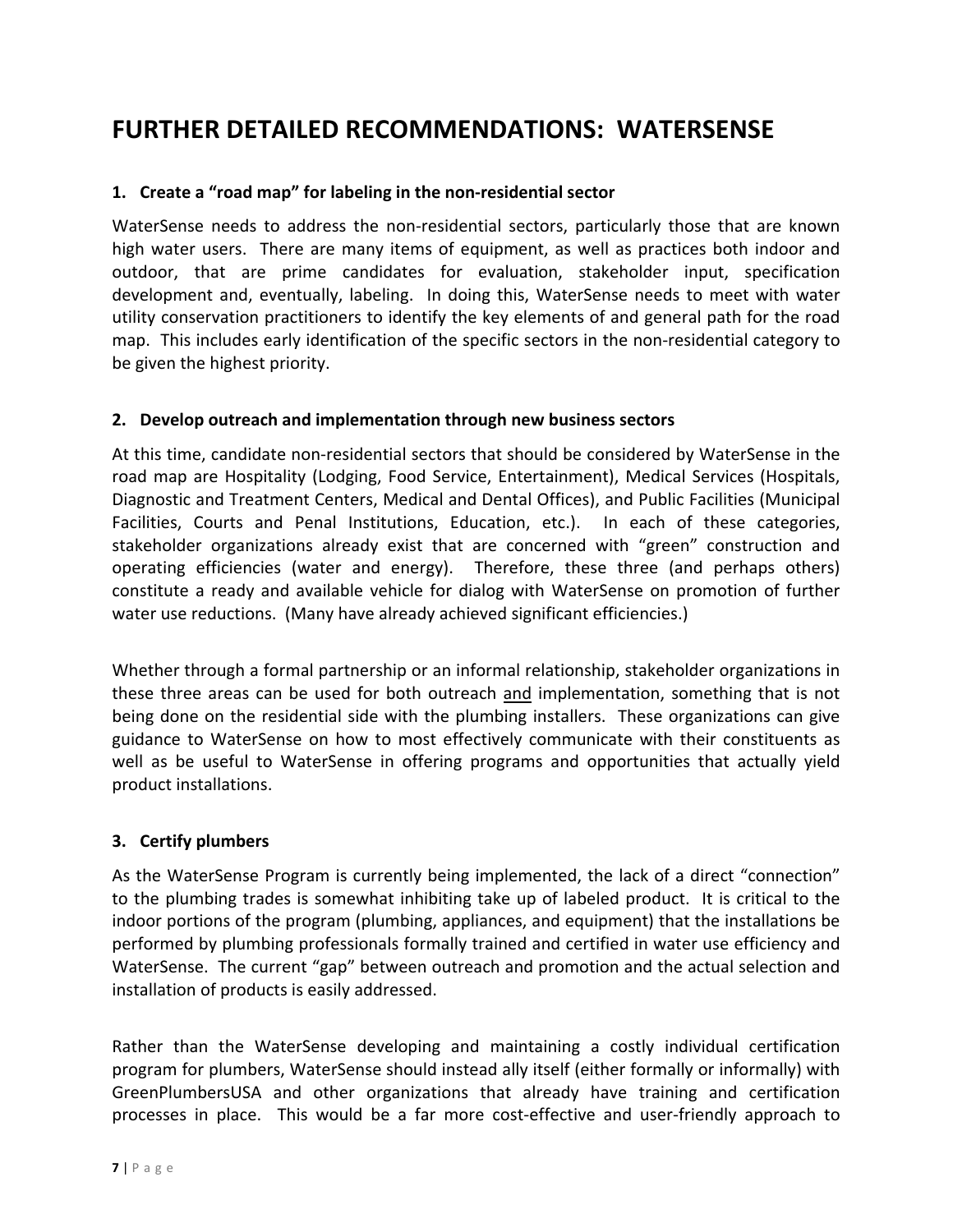# FURTHER DETAILED RECOMMENDATIONS: WATERSENSE

### 1. Create a "road map" for labeling in the non-residential sector

WaterSense needs to address the non-residential sectors, particularly those that are known high water users. There are many items of equipment, as well as practices both indoor and outdoor, that are prime candidates for evaluation, stakeholder input, specification development and, eventually, labeling. In doing this, WaterSense needs to meet with water utility conservation practitioners to identify the key elements of and general path for the road map. This includes early identification of the specific sectors in the non-residential category to be given the highest priority.

### 2. Develop outreach and implementation through new business sectors

At this time, candidate non-residential sectors that should be considered by WaterSense in the road map are Hospitality (Lodging, Food Service, Entertainment), Medical Services (Hospitals, Diagnostic and Treatment Centers, Medical and Dental Offices), and Public Facilities (Municipal Facilities, Courts and Penal Institutions, Education, etc.). In each of these categories, stakeholder organizations already exist that are concerned with "green" construction and operating efficiencies (water and energy). Therefore, these three (and perhaps others) constitute a ready and available vehicle for dialog with WaterSense on promotion of further water use reductions. (Many have already achieved significant efficiencies.)

Whether through a formal partnership or an informal relationship, stakeholder organizations in these three areas can be used for both outreach <u>and</u> implementation, something that is not being done on the residential side with the plumbing installers. These organizations can give guidance to WaterSense on how to most effectively communicate with their constituents as well as be useful to WaterSense in offering programs and opportunities that actually yield product installations.

### 3. Certify plumbers

As the WaterSense Program is currently being implemented, the lack of a direct "connection" to the plumbing trades is somewhat inhibiting take up of labeled product. It is critical to the indoor portions of the program (plumbing, appliances, and equipment) that the installations be performed by plumbing professionals formally trained and certified in water use efficiency and WaterSense. The current "gap" between outreach and promotion and the actual selection and installation of products is easily addressed.

Rather than the WaterSense developing and maintaining a costly individual certification program for plumbers, WaterSense should instead ally itself (either formally or informally) with GreenPlumbersUSA and other organizations that already have training and certification processes in place. This would be a far more cost-effective and user-friendly approach to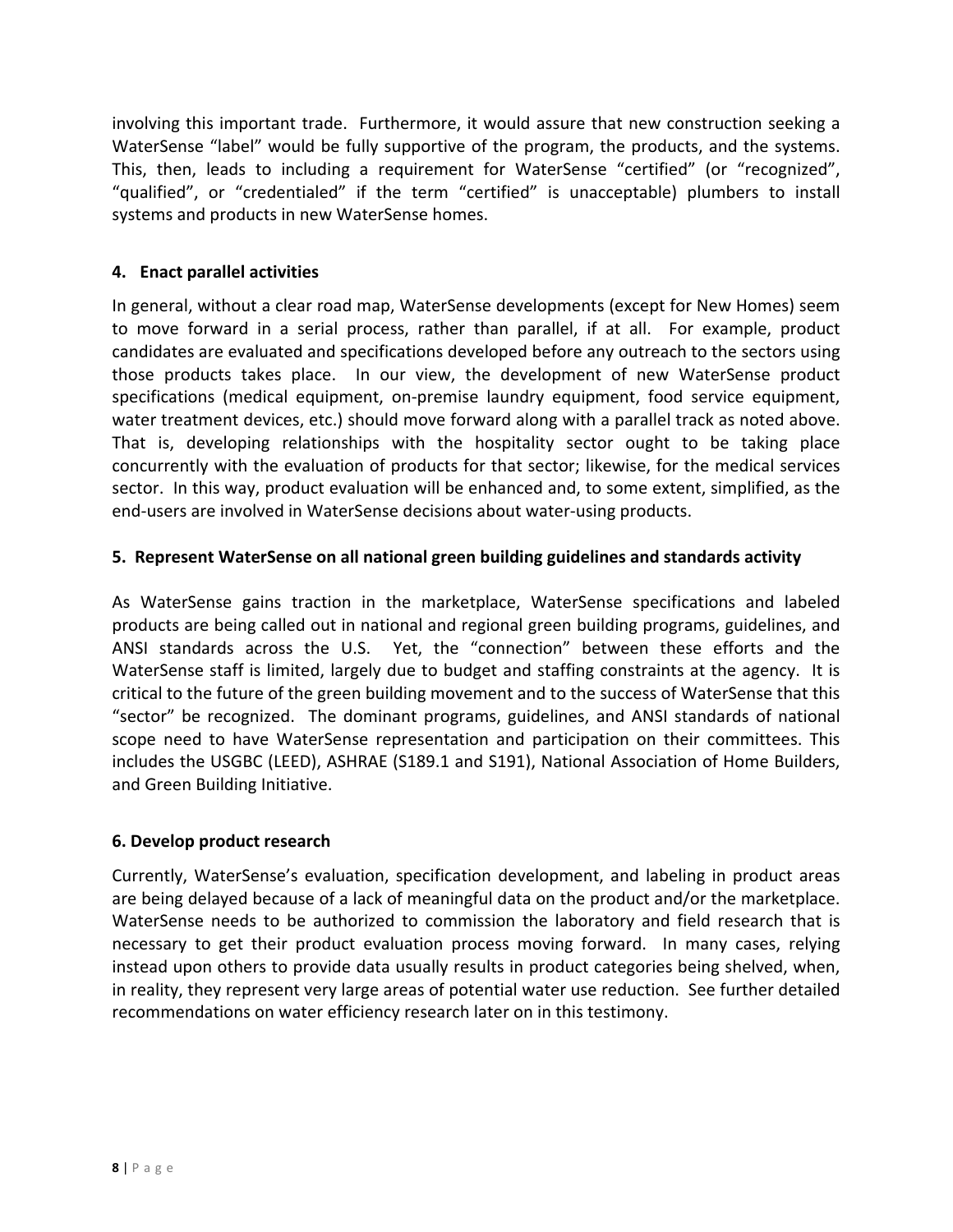involving this important trade. Furthermore, it would assure that new construction seeking a WaterSense "label" would be fully supportive of the program, the products, and the systems. This, then, leads to including a requirement for WaterSense "certified" (or "recognized", "qualified", or "credentialed" if the term "certified" is unacceptable) plumbers to install systems and products in new WaterSense homes.

### 4. Enact parallel activities

In general, without a clear road map, WaterSense developments (except for New Homes) seem to move forward in a serial process, rather than parallel, if at all. For example, product candidates are evaluated and specifications developed before any outreach to the sectors using those products takes place. In our view, the development of new WaterSense product specifications (medical equipment, on-premise laundry equipment, food service equipment, water treatment devices, etc.) should move forward along with a parallel track as noted above. That is, developing relationships with the hospitality sector ought to be taking place concurrently with the evaluation of products for that sector; likewise, for the medical services sector. In this way, product evaluation will be enhanced and, to some extent, simplified, as the end-users are involved in WaterSense decisions about water-using products.

### 5. Represent WaterSense on all national green building guidelines and standards activity

As WaterSense gains traction in the marketplace, WaterSense specifications and labeled products are being called out in national and regional green building programs, guidelines, and ANSI standards across the U.S. Yet, the "connection" between these efforts and the WaterSense staff is limited, largely due to budget and staffing constraints at the agency. It is critical to the future of the green building movement and to the success of WaterSense that this "sector" be recognized. The dominant programs, guidelines, and ANSI standards of national scope need to have WaterSense representation and participation on their committees. This includes the USGBC (LEED), ASHRAE (S189.1 and S191), National Association of Home Builders, and Green Building Initiative.

### 6. Develop product research

Currently, WaterSense's evaluation, specification development, and labeling in product areas are being delayed because of a lack of meaningful data on the product and/or the marketplace. WaterSense needs to be authorized to commission the laboratory and field research that is necessary to get their product evaluation process moving forward. In many cases, relying instead upon others to provide data usually results in product categories being shelved, when, in reality, they represent very large areas of potential water use reduction. See further detailed recommendations on water efficiency research later on in this testimony.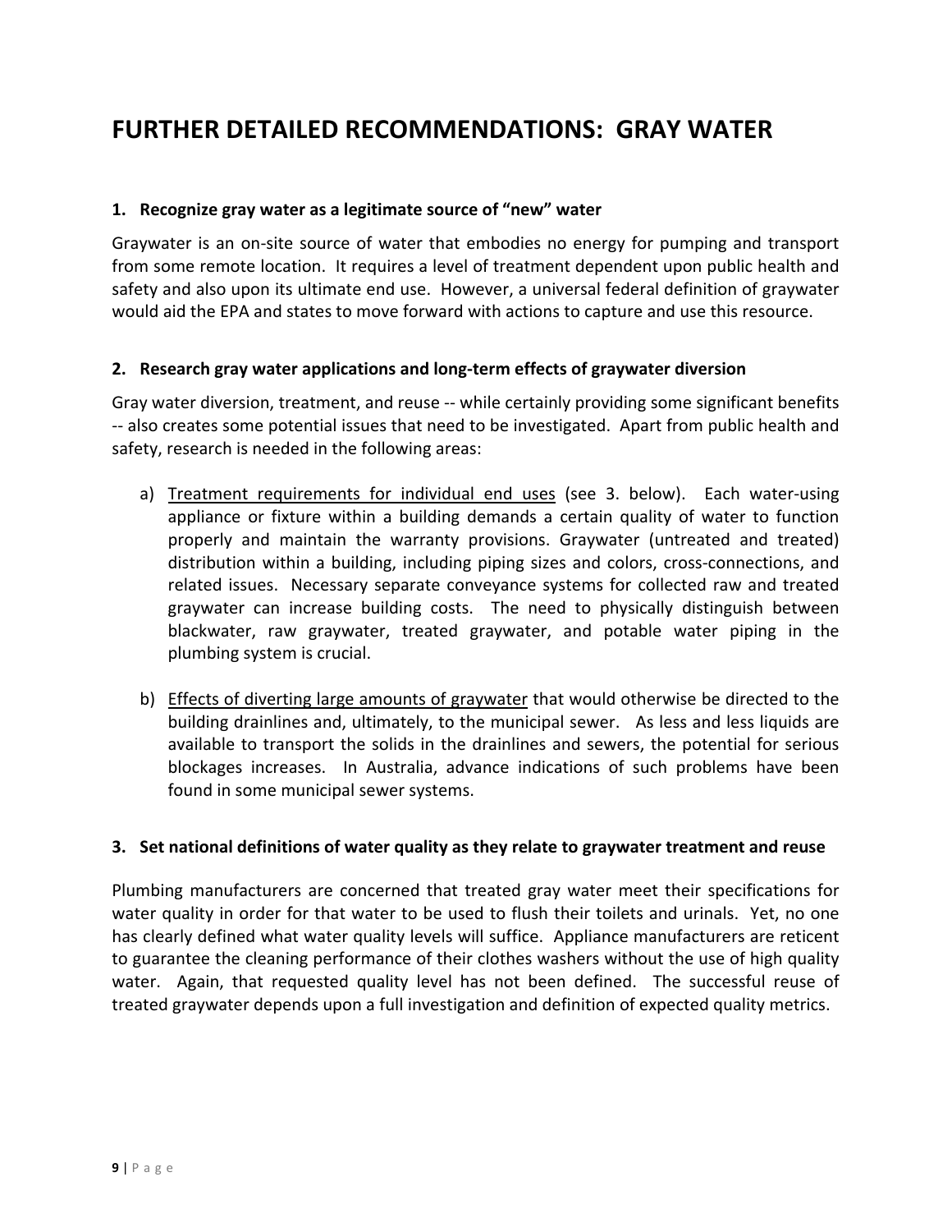# FURTHER DETAILED RECOMMENDATIONS: GRAY WATER

**1. Recognize gray water as a legitimate source of "new" water**

Graywater is an on-site source of water that embodies no energy for pumping and transport from some remote location. It requires a level of treatment dependent upon public health and safety and also upon its ultimate end use. However, a universal federal definition of graywater would aid the EPA and states to move forward with actions to capture and use this resource.

**2. Research gray water applications and long-term effects of graywater diversion**

Gray water diversion, treatment, and reuse -- while certainly providing some significant benefits -- also creates some potential issues that need to be investigated. Apart from public health and safety, research is needed in the following areas:

a) <u>Treatment requirements for individual end uses</u> (see 3. below). Each water-using appliance or fixture within a building demands a certain quality of water to function properly and maintain the warranty provisions. Graywater (untreated and treated) distribution within a building, including piping sizes and colors, cross-connections, and related issues. Necessary separate conveyance systems for collected raw and treated graywater can increase building costs. The need to physically distinguish between blackwater, raw graywater, treated graywater, and potable water piping in the plumbing system is crucial.

b) <u>Effects of diverting large amounts of graywater</u> that would otherwise be directed to the building drainlines and, ultimately, to the municipal sewer. As less and less liquids are available to transport the solids in the drainlines and sewers, the potential for serious blockages increases. In Australia, advance indications of such problems have been found in some municipal sewer systems.

**3. Set national definitions of water quality as they relate to graywater treatment and reuse**

Plumbing manufacturers are concerned that treated gray water meet their specifications for water quality in order for that water to be used to flush their toilets and urinals. Yet, no one has clearly defined what water quality levels will suffice. Appliance manufacturers are reticent to guarantee the cleaning performance of their clothes washers without the use of high quality water. Again, that requested quality level has not been defined. The successful reuse of treated graywater depends upon a full investigation and definition of expected quality metrics.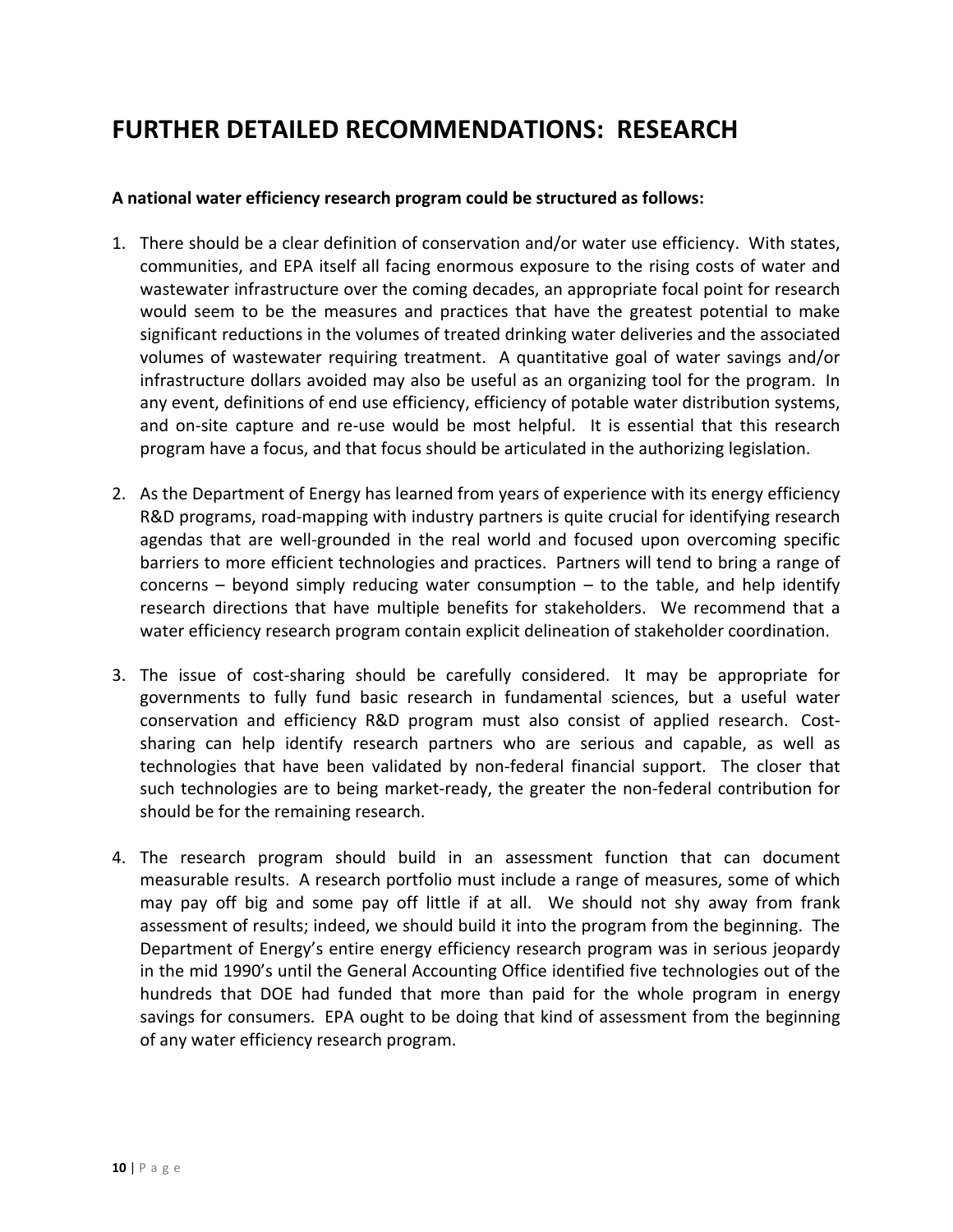# FURTHER DETAILED RECOMMENDATIONS: RESEARCH

**A national water efficiency research program could be structured as follows:**

1. There should be a clear definition of conservation and/or water use efficiency. With states, communities, and EPA itself all facing enormous exposure to the rising costs of water and wastewater infrastructure over the coming decades, an appropriate focal point for research would seem to be the measures and practices that have the greatest potential to make significant reductions in the volumes of treated drinking water deliveries and the associated volumes of wastewater requiring treatment. A quantitative goal of water savings and/or infrastructure dollars avoided may also be useful as an organizing tool for the program. In any event, definitions of end use efficiency, efficiency of potable water distribution systems, and on-site capture and re-use would be most helpful. It is essential that this research program have a focus, and that focus should be articulated in the authorizing legislation.

2. As the Department of Energy has learned from years of experience with its energy efficiency R&D programs, road-mapping with industry partners is quite crucial for identifying research agendas that are well-grounded in the real world and focused upon overcoming specific barriers to more efficient technologies and practices. Partners will tend to bring a range of concerns – beyond simply reducing water consumption – to the table, and help identify research directions that have multiple benefits for stakeholders. We recommend that a water efficiency research program contain explicit delineation of stakeholder coordination.

3. The issue of cost-sharing should be carefully considered. It may be appropriate for governments to fully fund basic research in fundamental sciences, but a useful water conservation and efficiency R&D program must also consist of applied research. Cost-sharing can help identify research partners who are serious and capable, as well as technologies that have been validated by non-federal financial support. The closer that such technologies are to being market-ready, the greater the non-federal contribution for should be for the remaining research.

4. The research program should build in an assessment function that can document measurable results. A research portfolio must include a range of measures, some of which may pay off big and some pay off little if at all. We should not shy away from frank assessment of results; indeed, we should build it into the program from the beginning. The Department of Energy's entire energy efficiency research program was in serious jeopardy in the mid 1990's until the General Accounting Office identified five technologies out of the hundreds that DOE had funded that more than paid for the whole program in energy savings for consumers. EPA ought to be doing that kind of assessment from the beginning of any water efficiency research program.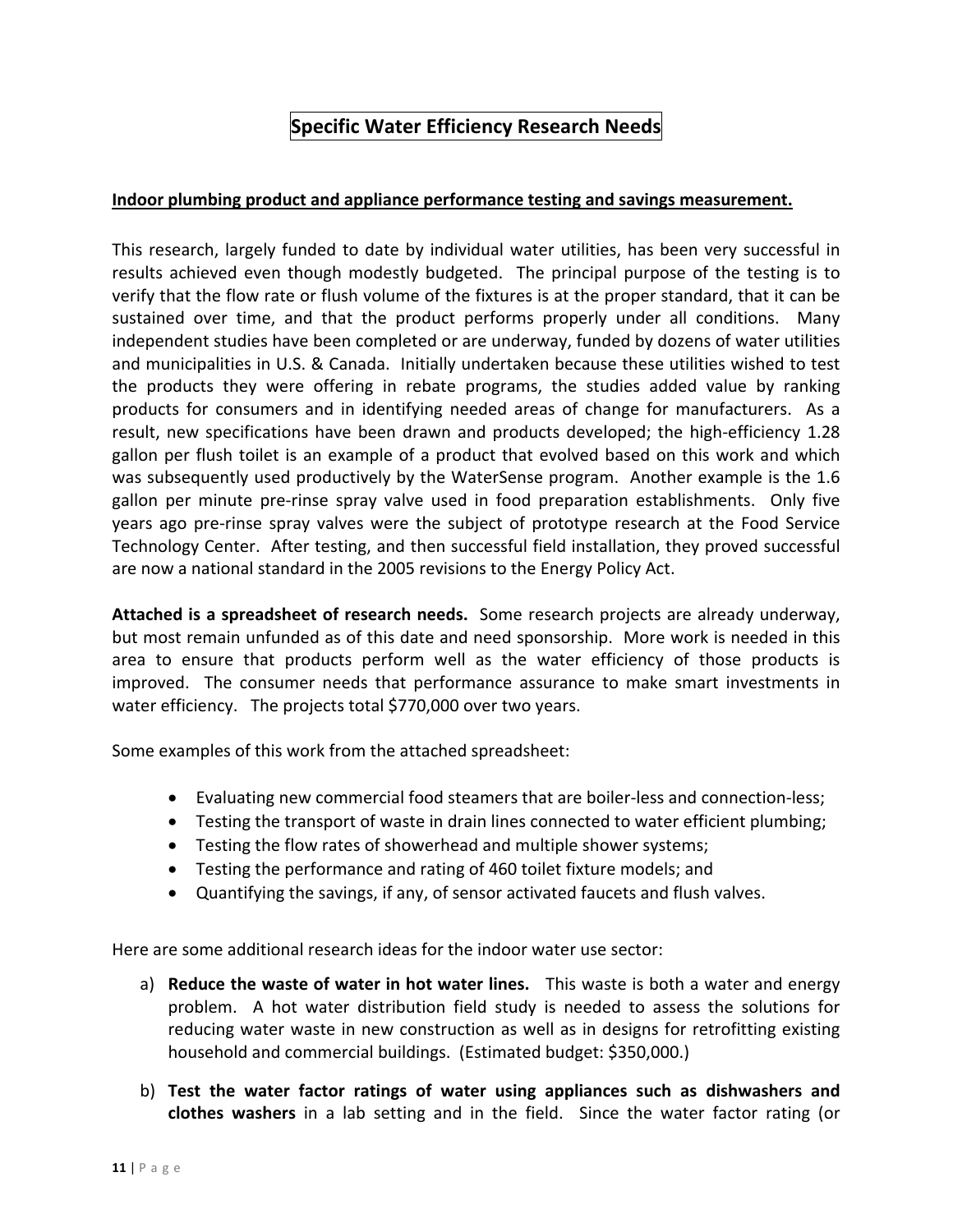# Specific Water Efficiency Research Needs

**Indoor plumbing product and appliance performance testing and savings measurement.**

This research, largely funded to date by individual water utilities, has been very successful in results achieved even though modestly budgeted. The principal purpose of the testing is to verify that the flow rate or flush volume of the fixtures is at the proper standard, that it can be sustained over time, and that the product performs properly under all conditions. Many independent studies have been completed or are underway, funded by dozens of water utilities and municipalities in U.S. & Canada. Initially undertaken because these utilities wished to test the products they were offering in rebate programs, the studies added value by ranking products for consumers and in identifying needed areas of change for manufacturers. As a result, new specifications have been drawn and products developed; the high-efficiency 1.28 gallon per flush toilet is an example of a product that evolved based on this work and which was subsequently used productively by the WaterSense program. Another example is the 1.6 gallon per minute pre-rinse spray valve used in food preparation establishments. Only five years ago pre-rinse spray valves were the subject of prototype research at the Food Service Technology Center. After testing, and then successful field installation, they proved successful are now a national standard in the 2005 revisions to the Energy Policy Act.

**Attached is a spreadsheet of research needs.** Some research projects are already underway, but most remain unfunded as of this date and need sponsorship. More work is needed in this area to ensure that products perform well as the water efficiency of those products is improved. The consumer needs that performance assurance to make smart investments in water efficiency. The projects total $770,000 over two years.

Some examples of this work from the attached spreadsheet:

- Evaluating new commercial food steamers that are boiler-less and connection-less;
- Testing the transport of waste in drain lines connected to water efficient plumbing;
- Testing the flow rates of showerhead and multiple shower systems;
- Testing the performance and rating of 460 toilet fixture models; and
- Quantifying the savings, if any, of sensor activated faucets and flush valves.

Here are some additional research ideas for the indoor water use sector:

a) **Reduce the waste of water in hot water lines.** This waste is both a water and energy problem. A hot water distribution field study is needed to assess the solutions for reducing water waste in new construction as well as in designs for retrofitting existing household and commercial buildings. (Estimated budget: $350,000.)

b) **Test the water factor ratings of water using appliances such as dishwashers and clothes washers** in a lab setting and in the field. Since the water factor rating (or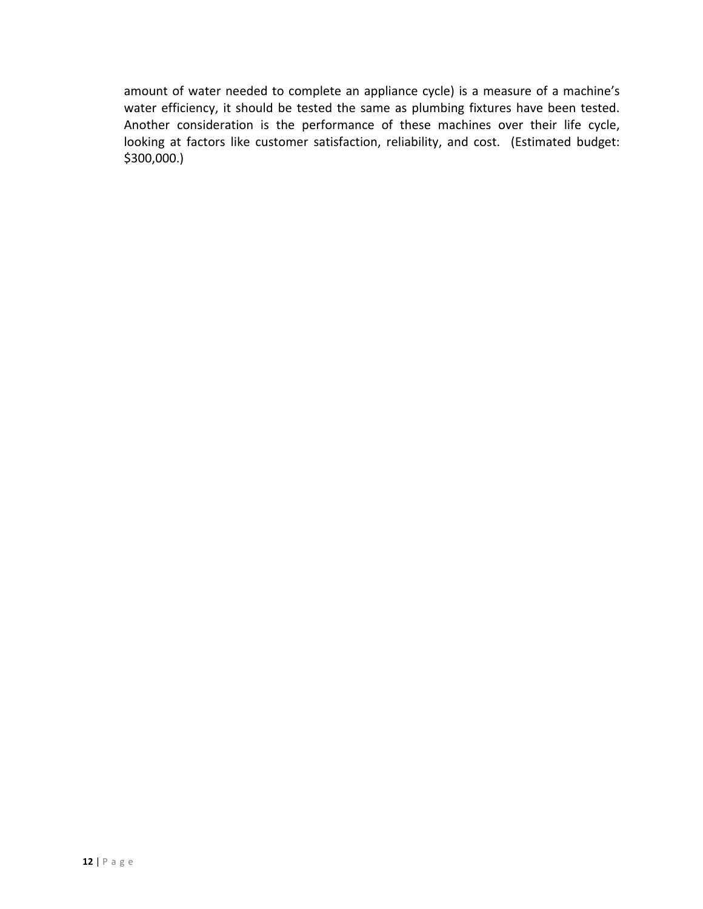amount of water needed to complete an appliance cycle) is a measure of a machine's water efficiency, it should be tested the same as plumbing fixtures have been tested. Another consideration is the performance of these machines over their life cycle, looking at factors like customer satisfaction, reliability, and cost. (Estimated budget: $300,000.)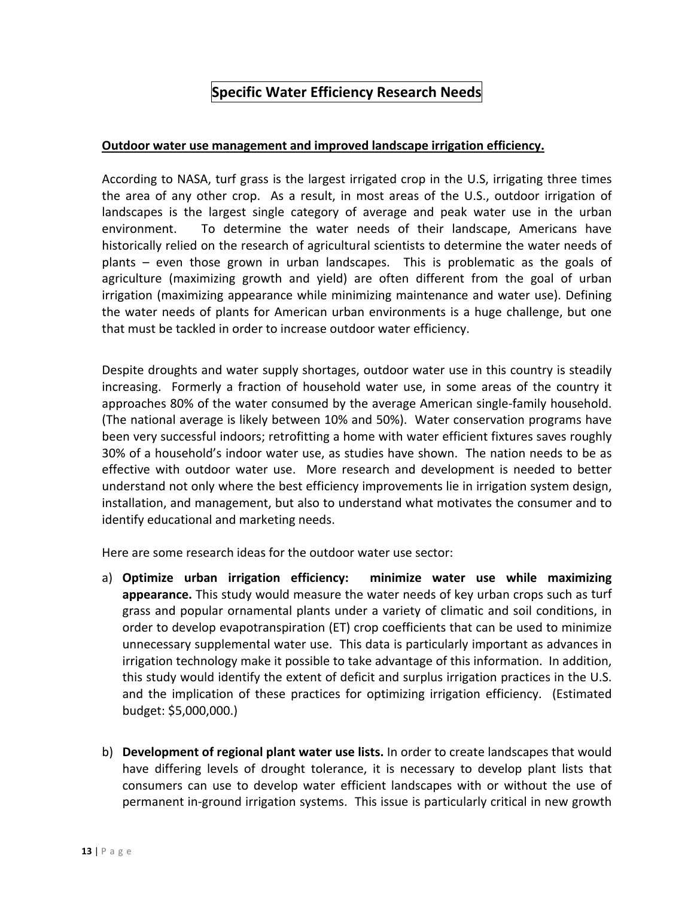# Specific Water Efficiency Research Needs

**Outdoor water use management and improved landscape irrigation efficiency.**

According to NASA, turf grass is the largest irrigated crop in the U.S, irrigating three times the area of any other crop. As a result, in most areas of the U.S., outdoor irrigation of landscapes is the largest single category of average and peak water use in the urban environment. To determine the water needs of their landscape, Americans have historically relied on the research of agricultural scientists to determine the water needs of plants – even those grown in urban landscapes. This is problematic as the goals of agriculture (maximizing growth and yield) are often different from the goal of urban irrigation (maximizing appearance while minimizing maintenance and water use). Defining the water needs of plants for American urban environments is a huge challenge, but one that must be tackled in order to increase outdoor water efficiency.

Despite droughts and water supply shortages, outdoor water use in this country is steadily increasing. Formerly a fraction of household water use, in some areas of the country it approaches 80% of the water consumed by the average American single-family household. (The national average is likely between 10% and 50%). Water conservation programs have been very successful indoors; retrofitting a home with water efficient fixtures saves roughly 30% of a household's indoor water use, as studies have shown. The nation needs to be as effective with outdoor water use. More research and development is needed to better understand not only where the best efficiency improvements lie in irrigation system design, installation, and management, but also to understand what motivates the consumer and to identify educational and marketing needs.

Here are some research ideas for the outdoor water use sector:

a) **Optimize urban irrigation efficiency: minimize water use while maximizing appearance.** This study would measure the water needs of key urban crops such as turf grass and popular ornamental plants under a variety of climatic and soil conditions, in order to develop evapotranspiration (ET) crop coefficients that can be used to minimize unnecessary supplemental water use. This data is particularly important as advances in irrigation technology make it possible to take advantage of this information. In addition, this study would identify the extent of deficit and surplus irrigation practices in the U.S. and the implication of these practices for optimizing irrigation efficiency. (Estimated budget: $5,000,000.)

b) **Development of regional plant water use lists.** In order to create landscapes that would have differing levels of drought tolerance, it is necessary to develop plant lists that consumers can use to develop water efficient landscapes with or without the use of permanent in-ground irrigation systems. This issue is particularly critical in new growth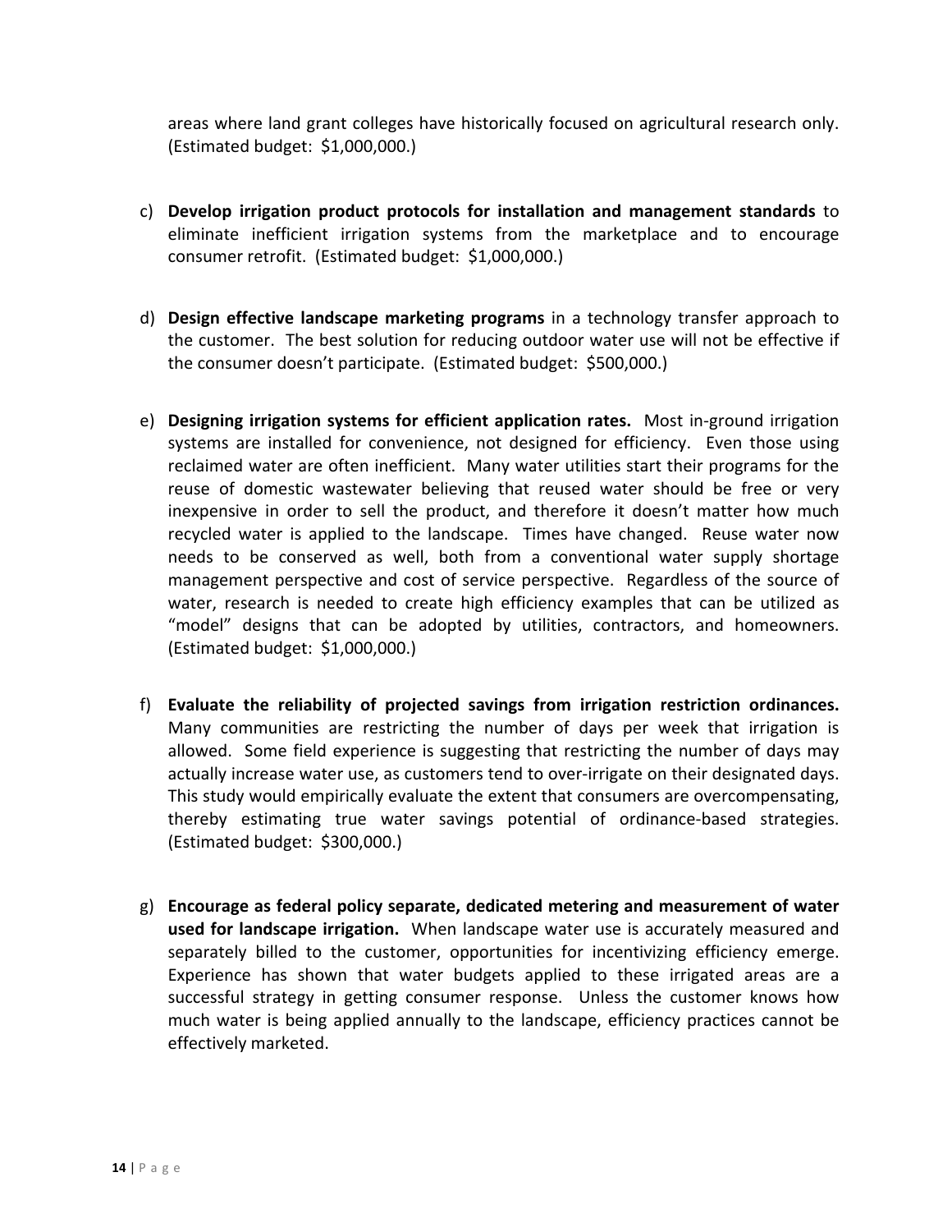areas where land grant colleges have historically focused on agricultural research only. (Estimated budget: $1,000,000.)

c) **Develop irrigation product protocols for installation and management standards** to eliminate inefficient irrigation systems from the marketplace and to encourage consumer retrofit. (Estimated budget: $1,000,000.)

d) **Design effective landscape marketing programs** in a technology transfer approach to the customer. The best solution for reducing outdoor water use will not be effective if the consumer doesn't participate. (Estimated budget: $500,000.)

e) **Designing irrigation systems for efficient application rates.** Most in-ground irrigation systems are installed for convenience, not designed for efficiency. Even those using reclaimed water are often inefficient. Many water utilities start their programs for the reuse of domestic wastewater believing that reused water should be free or very inexpensive in order to sell the product, and therefore it doesn't matter how much recycled water is applied to the landscape. Times have changed. Reuse water now needs to be conserved as well, both from a conventional water supply shortage management perspective and cost of service perspective. Regardless of the source of water, research is needed to create high efficiency examples that can be utilized as "model" designs that can be adopted by utilities, contractors, and homeowners. (Estimated budget: $1,000,000.)

f) **Evaluate the reliability of projected savings from irrigation restriction ordinances.** Many communities are restricting the number of days per week that irrigation is allowed. Some field experience is suggesting that restricting the number of days may actually increase water use, as customers tend to over-irrigate on their designated days. This study would empirically evaluate the extent that consumers are overcompensating, thereby estimating true water savings potential of ordinance-based strategies. (Estimated budget: $300,000.)

g) **Encourage as federal policy separate, dedicated metering and measurement of water used for landscape irrigation.** When landscape water use is accurately measured and separately billed to the customer, opportunities for incentivizing efficiency emerge. Experience has shown that water budgets applied to these irrigated areas are a successful strategy in getting consumer response. Unless the customer knows how much water is being applied annually to the landscape, efficiency practices cannot be effectively marketed.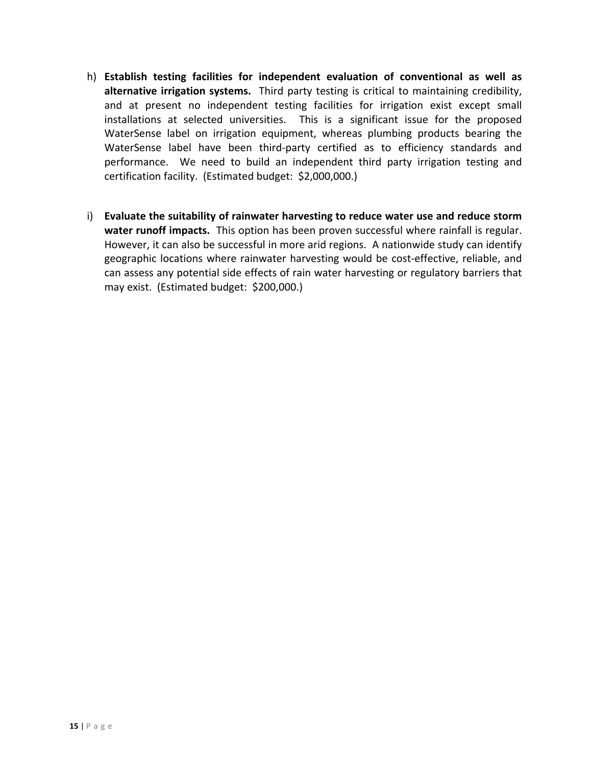h) **Establish testing facilities for independent evaluation of conventional as well as alternative irrigation systems.** Third party testing is critical to maintaining credibility, and at present no independent testing facilities for irrigation exist except small installations at selected universities. This is a significant issue for the proposed WaterSense label on irrigation equipment, whereas plumbing products bearing the WaterSense label have been third-party certified as to efficiency standards and performance. We need to build an independent third party irrigation testing and certification facility. (Estimated budget: $2,000,000.)

i) **Evaluate the suitability of rainwater harvesting to reduce water use and reduce storm water runoff impacts.** This option has been proven successful where rainfall is regular. However, it can also be successful in more arid regions. A nationwide study can identify geographic locations where rainwater harvesting would be cost-effective, reliable, and can assess any potential side effects of rain water harvesting or regulatory barriers that may exist. (Estimated budget: $200,000.)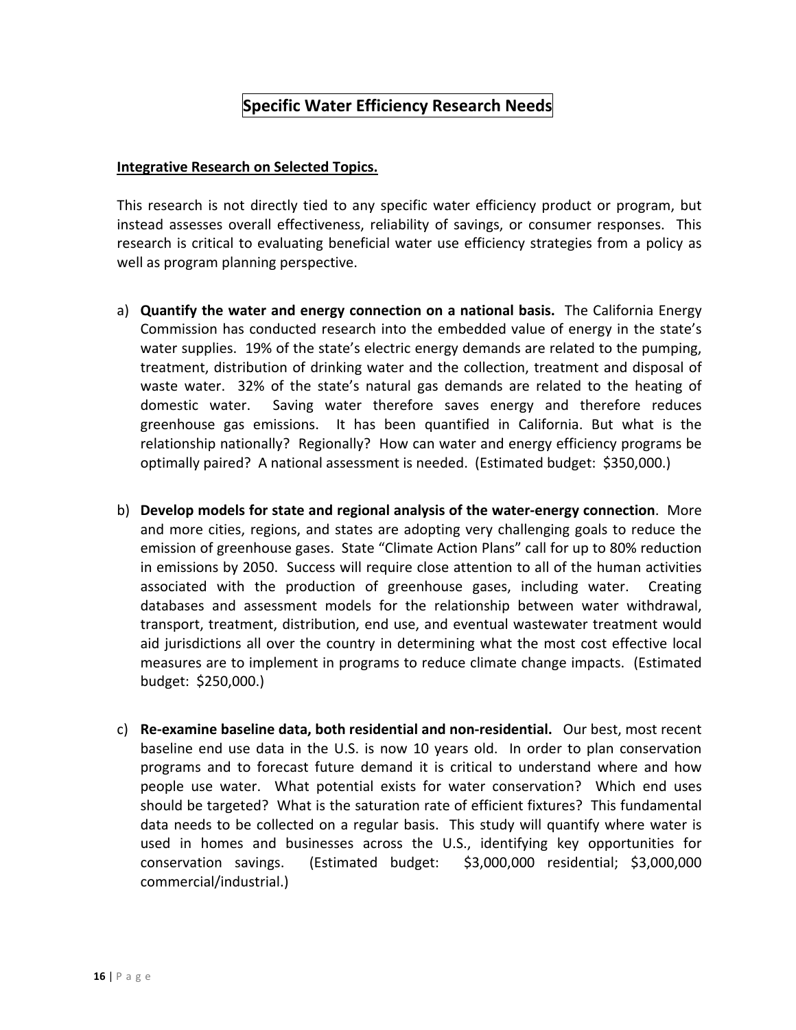# Specific Water Efficiency Research Needs

## Integrative Research on Selected Topics.

This research is not directly tied to any specific water efficiency product or program, but instead assesses overall effectiveness, reliability of savings, or consumer responses. This research is critical to evaluating beneficial water use efficiency strategies from a policy as well as program planning perspective.

a) **Quantify the water and energy connection on a national basis.** The California Energy Commission has conducted research into the embedded value of energy in the state's water supplies. 19% of the state's electric energy demands are related to the pumping, treatment, distribution of drinking water and the collection, treatment and disposal of waste water. 32% of the state's natural gas demands are related to the heating of domestic water. Saving water therefore saves energy and therefore reduces greenhouse gas emissions. It has been quantified in California. But what is the relationship nationally? Regionally? How can water and energy efficiency programs be optimally paired? A national assessment is needed. (Estimated budget: $350,000.)

b) **Develop models for state and regional analysis of the water-energy connection**. More and more cities, regions, and states are adopting very challenging goals to reduce the emission of greenhouse gases. State "Climate Action Plans" call for up to 80% reduction in emissions by 2050. Success will require close attention to all of the human activities associated with the production of greenhouse gases, including water. Creating databases and assessment models for the relationship between water withdrawal, transport, treatment, distribution, end use, and eventual wastewater treatment would aid jurisdictions all over the country in determining what the most cost effective local measures are to implement in programs to reduce climate change impacts. (Estimated budget: $250,000.)

c) **Re-examine baseline data, both residential and non-residential.** Our best, most recent baseline end use data in the U.S. is now 10 years old. In order to plan conservation programs and to forecast future demand it is critical to understand where and how people use water. What potential exists for water conservation? Which end uses should be targeted? What is the saturation rate of efficient fixtures? This fundamental data needs to be collected on a regular basis. This study will quantify where water is used in homes and businesses across the U.S., identifying key opportunities for conservation savings. (Estimated budget: $3,000,000 residential; $3,000,000 commercial/industrial.)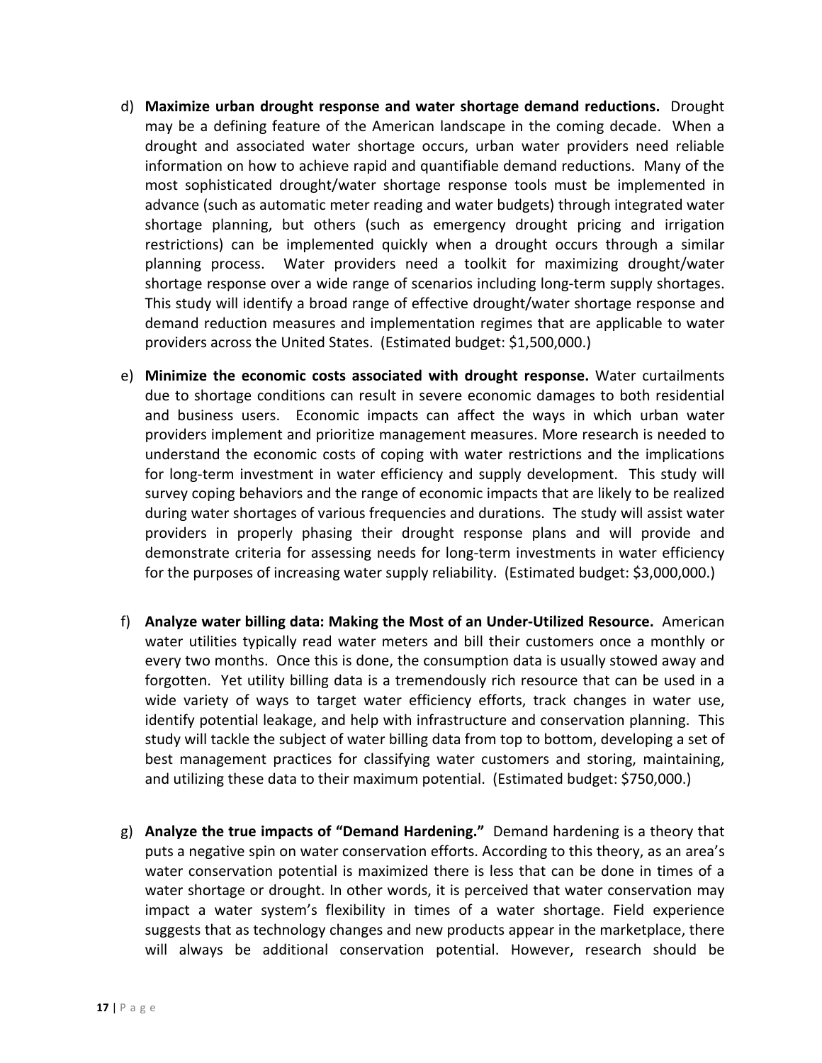d) **Maximize urban drought response and water shortage demand reductions.** Drought may be a defining feature of the American landscape in the coming decade. When a drought and associated water shortage occurs, urban water providers need reliable information on how to achieve rapid and quantifiable demand reductions. Many of the most sophisticated drought/water shortage response tools must be implemented in advance (such as automatic meter reading and water budgets) through integrated water shortage planning, but others (such as emergency drought pricing and irrigation restrictions) can be implemented quickly when a drought occurs through a similar planning process. Water providers need a toolkit for maximizing drought/water shortage response over a wide range of scenarios including long-term supply shortages. This study will identify a broad range of effective drought/water shortage response and demand reduction measures and implementation regimes that are applicable to water providers across the United States. (Estimated budget: $1,500,000.)

e) **Minimize the economic costs associated with drought response.** Water curtailments due to shortage conditions can result in severe economic damages to both residential and business users. Economic impacts can affect the ways in which urban water providers implement and prioritize management measures. More research is needed to understand the economic costs of coping with water restrictions and the implications for long-term investment in water efficiency and supply development. This study will survey coping behaviors and the range of economic impacts that are likely to be realized during water shortages of various frequencies and durations. The study will assist water providers in properly phasing their drought response plans and will provide and demonstrate criteria for assessing needs for long-term investments in water efficiency for the purposes of increasing water supply reliability. (Estimated budget: $3,000,000.)

f) **Analyze water billing data: Making the Most of an Under-Utilized Resource.** American water utilities typically read water meters and bill their customers once a monthly or every two months. Once this is done, the consumption data is usually stowed away and forgotten. Yet utility billing data is a tremendously rich resource that can be used in a wide variety of ways to target water efficiency efforts, track changes in water use, identify potential leakage, and help with infrastructure and conservation planning. This study will tackle the subject of water billing data from top to bottom, developing a set of best management practices for classifying water customers and storing, maintaining, and utilizing these data to their maximum potential. (Estimated budget: $750,000.)

g) **Analyze the true impacts of "Demand Hardening."** Demand hardening is a theory that puts a negative spin on water conservation efforts. According to this theory, as an area's water conservation potential is maximized there is less that can be done in times of a water shortage or drought. In other words, it is perceived that water conservation may impact a water system's flexibility in times of a water shortage. Field experience suggests that as technology changes and new products appear in the marketplace, there will always be additional conservation potential. However, research should be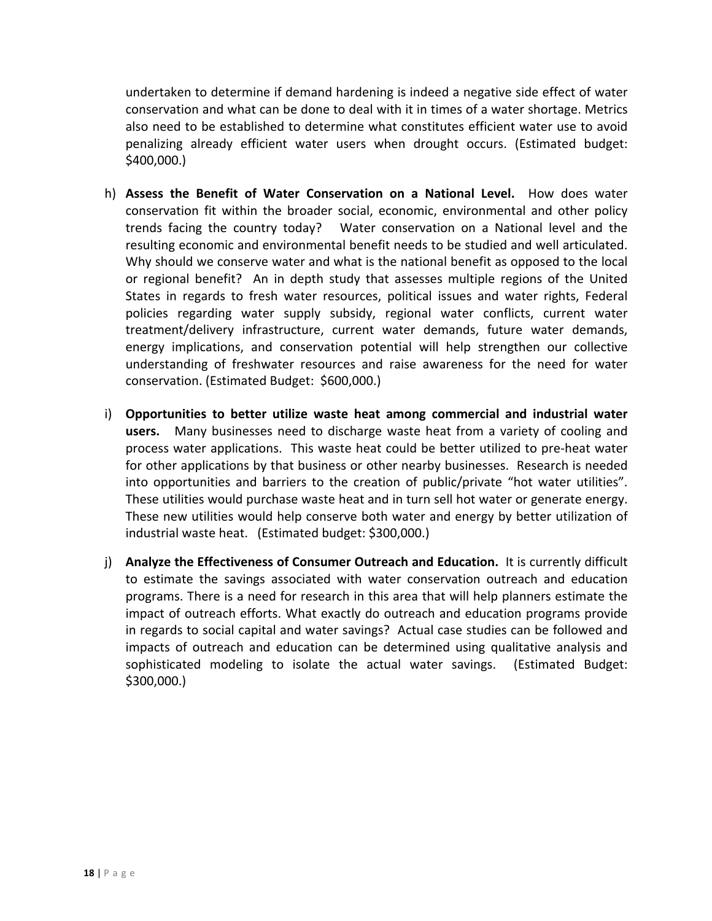undertaken to determine if demand hardening is indeed a negative side effect of water conservation and what can be done to deal with it in times of a water shortage. Metrics also need to be established to determine what constitutes efficient water use to avoid penalizing already efficient water users when drought occurs. (Estimated budget: $400,000.)

h) **Assess the Benefit of Water Conservation on a National Level.** How does water conservation fit within the broader social, economic, environmental and other policy trends facing the country today? Water conservation on a National level and the resulting economic and environmental benefit needs to be studied and well articulated. Why should we conserve water and what is the national benefit as opposed to the local or regional benefit? An in depth study that assesses multiple regions of the United States in regards to fresh water resources, political issues and water rights, Federal policies regarding water supply subsidy, regional water conflicts, current water treatment/delivery infrastructure, current water demands, future water demands, energy implications, and conservation potential will help strengthen our collective understanding of freshwater resources and raise awareness for the need for water conservation. (Estimated Budget: $600,000.)

i) **Opportunities to better utilize waste heat among commercial and industrial water users.** Many businesses need to discharge waste heat from a variety of cooling and process water applications. This waste heat could be better utilized to pre-heat water for other applications by that business or other nearby businesses. Research is needed into opportunities and barriers to the creation of public/private "hot water utilities". These utilities would purchase waste heat and in turn sell hot water or generate energy. These new utilities would help conserve both water and energy by better utilization of industrial waste heat. (Estimated budget: $300,000.)

j) **Analyze the Effectiveness of Consumer Outreach and Education.** It is currently difficult to estimate the savings associated with water conservation outreach and education programs. There is a need for research in this area that will help planners estimate the impact of outreach efforts. What exactly do outreach and education programs provide in regards to social capital and water savings? Actual case studies can be followed and impacts of outreach and education can be determined using qualitative analysis and sophisticated modeling to isolate the actual water savings. (Estimated Budget: $300,000.)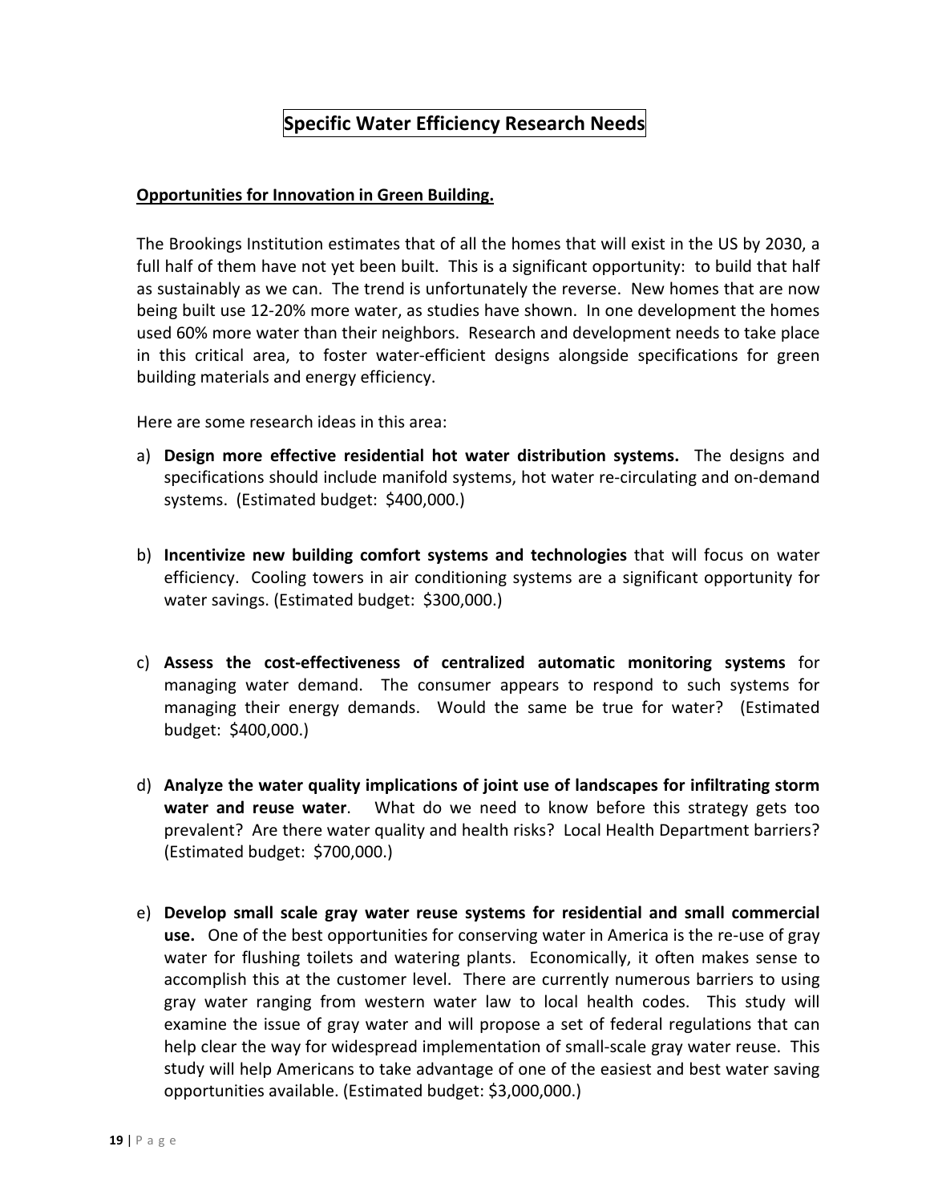## Specific Water Efficiency Research Needs

**Opportunities for Innovation in Green Building.**

The Brookings Institution estimates that of all the homes that will exist in the US by 2030, a full half of them have not yet been built. This is a significant opportunity: to build that half as sustainably as we can. The trend is unfortunately the reverse. New homes that are now being built use 12-20% more water, as studies have shown. In one development the homes used 60% more water than their neighbors. Research and development needs to take place in this critical area, to foster water-efficient designs alongside specifications for green building materials and energy efficiency.

Here are some research ideas in this area:

a) **Design more effective residential hot water distribution systems.** The designs and specifications should include manifold systems, hot water re-circulating and on-demand systems. (Estimated budget: $400,000.)

b) **Incentivize new building comfort systems and technologies** that will focus on water efficiency. Cooling towers in air conditioning systems are a significant opportunity for water savings. (Estimated budget: $300,000.)

c) **Assess the cost-effectiveness of centralized automatic monitoring systems** for managing water demand. The consumer appears to respond to such systems for managing their energy demands. Would the same be true for water? (Estimated budget: $400,000.)

d) **Analyze the water quality implications of joint use of landscapes for infiltrating storm water and reuse water**. What do we need to know before this strategy gets too prevalent? Are there water quality and health risks? Local Health Department barriers? (Estimated budget: $700,000.)

e) **Develop small scale gray water reuse systems for residential and small commercial use.** One of the best opportunities for conserving water in America is the re-use of gray water for flushing toilets and watering plants. Economically, it often makes sense to accomplish this at the customer level. There are currently numerous barriers to using gray water ranging from western water law to local health codes. This study will examine the issue of gray water and will propose a set of federal regulations that can help clear the way for widespread implementation of small-scale gray water reuse. This study will help Americans to take advantage of one of the easiest and best water saving opportunities available. (Estimated budget: $3,000,000.)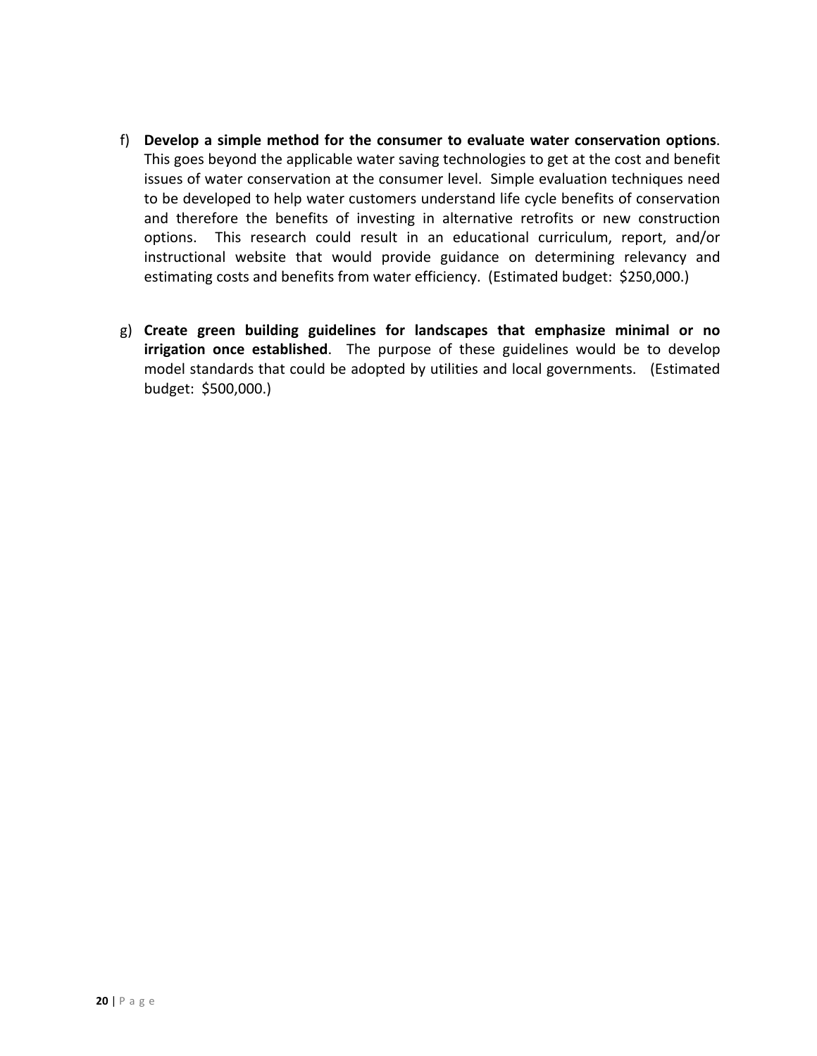f) **Develop a simple method for the consumer to evaluate water conservation options**. This goes beyond the applicable water saving technologies to get at the cost and benefit issues of water conservation at the consumer level. Simple evaluation techniques need to be developed to help water customers understand life cycle benefits of conservation and therefore the benefits of investing in alternative retrofits or new construction options. This research could result in an educational curriculum, report, and/or instructional website that would provide guidance on determining relevancy and estimating costs and benefits from water efficiency. (Estimated budget: $250,000.)

g) **Create green building guidelines for landscapes that emphasize minimal or no irrigation once established**. The purpose of these guidelines would be to develop model standards that could be adopted by utilities and local governments. (Estimated budget: $500,000.)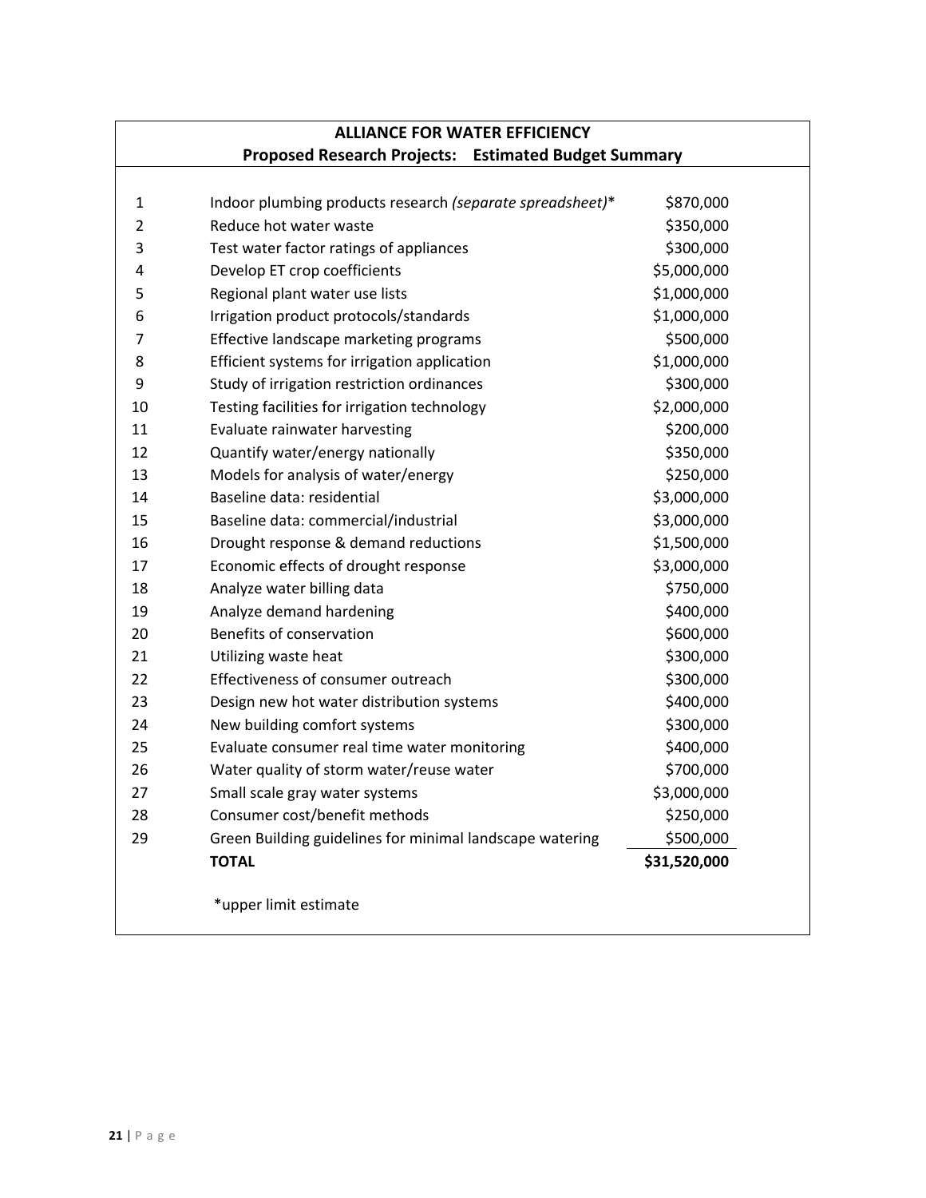## ALLIANCE FOR WATER EFFICIENCY
### Proposed Research Projects: Estimated Budget Summary

| # | Project | Estimated Budget |
|---|---|---|
| 1 | Indoor plumbing products research *(separate spreadsheet)**  | $870,000 |
| 2 | Reduce hot water waste | $350,000 |
| 3 | Test water factor ratings of appliances | $300,000 |
| 4 | Develop ET crop coefficients | $5,000,000 |
| 5 | Regional plant water use lists | $1,000,000 |
| 6 | Irrigation product protocols/standards | $1,000,000 |
| 7 | Effective landscape marketing programs | $500,000 |
| 8 | Efficient systems for irrigation application | $1,000,000 |
| 9 | Study of irrigation restriction ordinances | $300,000 |
| 10 | Testing facilities for irrigation technology | $2,000,000 |
| 11 | Evaluate rainwater harvesting | $200,000 |
| 12 | Quantify water/energy nationally | $350,000 |
| 13 | Models for analysis of water/energy | $250,000 |
| 14 | Baseline data: residential | $3,000,000 |
| 15 | Baseline data: commercial/industrial | $3,000,000 |
| 16 | Drought response & demand reductions | $1,500,000 |
| 17 | Economic effects of drought response | $3,000,000 |
| 18 | Analyze water billing data | $750,000 |
| 19 | Analyze demand hardening | $400,000 |
| 20 | Benefits of conservation | $600,000 |
| 21 | Utilizing waste heat | $300,000 |
| 22 | Effectiveness of consumer outreach | $300,000 |
| 23 | Design new hot water distribution systems | $400,000 |
| 24 | New building comfort systems | $300,000 |
| 25 | Evaluate consumer real time water monitoring | $400,000 |
| 26 | Water quality of storm water/reuse water | $700,000 |
| 27 | Small scale gray water systems | $3,000,000 |
| 28 | Consumer cost/benefit methods | $250,000 |
| 29 | Green Building guidelines for minimal landscape watering | $500,000 |
| | **TOTAL** | **$31,520,000** |

*upper limit estimate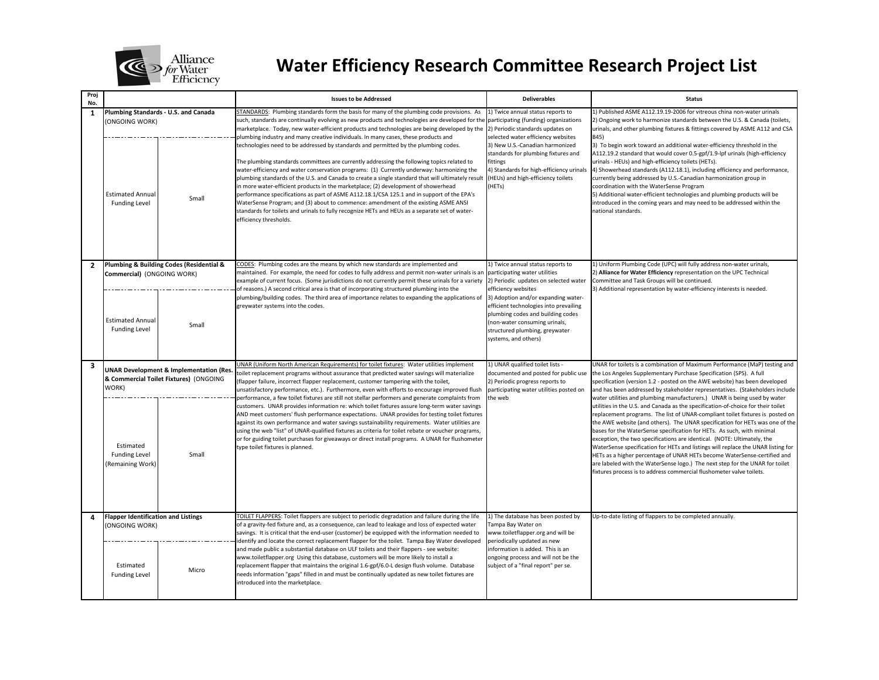# Water Efficiency Research Committee Research Project List

| Proj No. | | | Issues to be Addressed | Deliverables | Status |
|---|---|---|---|---|---|
| 1 | **Plumbing Standards - U.S. and Canada** (ONGOING WORK) | | STANDARDS: Plumbing standards form the basis for many of the plumbing code provisions. As such, standards are continually evolving as new products and technologies are developed for the marketplace. Today, new water-efficient products and technologies are being developed by the plumbing industry and many creative individuals. In many cases, these products and technologies need to be addressed by standards and permitted by the plumbing codes.<br><br>The plumbing standards committees are currently addressing the following topics related to water-efficiency and water conservation programs: (1) Currently underway: harmonizing the plumbing standards of the U.S. and Canada to create a single standard that will ultimately result in more water-efficient products in the marketplace; (2) development of showerhead performance specifications as part of ASME A112.18.1/CSA 125.1 and in support of the EPA's WaterSense Program; and (3) about to commence: amendment of the existing ASME ANSI standards for toilets and urinals to fully recognize HETs and HEUs as a separate set of water-efficiency thresholds. | 1) Twice annual status reports to participating (funding) organizations<br>2) Periodic standards updates on selected water efficiency websites<br>3) New U.S.-Canadian harmonized standards for plumbing fixtures and fittings<br>4) Standards for high-efficiency urinals (HEUs) and high-efficiency toilets (HETs) | 1) Published ASME A112.19.19-2006 for vitreous china non-water urinals<br>2) Ongoing work to harmonize standards between the U.S. & Canada (toilets, urinals, and other plumbing fixtures & fittings covered by ASME A112 and CSA B45)<br>3) To begin work toward an additional water-efficiency threshold in the A112.19.2 standard that would cover 0.5-gpf/1.9-lpf urinals (high-efficiency urinals - HEUs) and high-efficiency toilets (HETs).<br>4) Showerhead standards (A112.18.1), including efficiency and performance, currently being addressed by U.S.-Canadian harmonization group in coordination with the WaterSense Program<br>5) Additional water-efficient technologies and plumbing products will be introduced in the coming years and may need to be addressed within the national standards. |
| | Estimated Annual Funding Level | Small | | | |
| 2 | **Plumbing & Building Codes (Residential & Commercial)** (ONGOING WORK) | | CODES: Plumbing codes are the means by which new standards are implemented and maintained. For example, the need for codes to fully address and permit non-water urinals is an example of current focus. (Some jurisdictions do not currently permit these urinals for a variety of reasons.) A second critical area is that of incorporating structured plumbing into the plumbing/building codes. The third area of importance relates to expanding the applications of greywater systems into the codes. | 1) Twice annual status reports to participating water utilities<br>2) Periodic updates on selected water efficiency websites<br>3) Adoption and/or expanding water-efficient technologies into prevailing plumbing codes and building codes (non-water consuming urinals, structured plumbing, greywater systems, and others) | 1) Uniform Plumbing Code (UPC) will fully address non-water urinals,<br>2) **Alliance for Water Efficiency** representation on the UPC Technical Committee and Task Groups will be continued.<br>3) Additional representation by water-efficiency interests is needed. |
| | Estimated Annual Funding Level | Small | | | |
| 3 | **UNAR Development & Implementation (Res. & Commercial Toilet Fixtures)** (ONGOING WORK) | | UNAR (Uniform North American Requirements) for toilet fixtures: Water utilities implement toilet replacement programs without assurance that predicted water savings will materialize (flapper failure, incorrect flapper replacement, customer tampering with the toilet, unsatisfactory performance, etc.). Furthermore, even with efforts to encourage improved flush performance, a few toilet fixtures are still not stellar performers and generate complaints from customers. UNAR provides information re: which toilet fixtures assure long-term water savings AND meet customers' flush performance expectations. UNAR provides for testing toilet fixtures against its own performance and water savings sustainability requirements. Water utilities are using the web "list" of UNAR-qualified fixtures as criteria for toilet rebate or voucher programs, or for guiding toilet purchases for giveaways or direct install programs. A UNAR for flushometer type toilet fixtures is planned. | 1) UNAR qualified toilet lists - documented and posted for public use<br>2) Periodic progress reports to participating water utilities posted on the web | UNAR for toilets is a combination of Maximum Performance (MaP) testing and the Los Angeles Supplementary Purchase Specification (SPS). A full specification (version 1.2 - posted on the AWE website) has been developed and has been addressed by stakeholder representatives. (Stakeholders include water utilities and plumbing manufacturers.) UNAR is being used by water utilities in the U.S. and Canada as the specification-of-choice for their toilet replacement programs. The list of UNAR-compliant toilet fixtures is posted on the AWE website (and others). The UNAR specification for HETs was one of the bases for the WaterSense specification for HETs. As such, with minimal exception, the two specifications are identical. (NOTE: Ultimately, the WaterSense specification for HETs and listings will replace the UNAR listing for HETs as a higher percentage of UNAR HETs become WaterSense-certified and are labeled with the WaterSense logo.) The next step for the UNAR for toilet fixtures process is to address commercial flushometer valve toilets. |
| | Estimated Funding Level (Remaining Work) | Small | | | |
| 4 | **Flapper Identification and Listings** (ONGOING WORK) | | TOILET FLAPPERS: Toilet flappers are subject to periodic degradation and failure during the life of a gravity-fed fixture and, as a consequence, can lead to leakage and loss of expected water savings. It is critical that the end-user (customer) be equipped with the information needed to identify and locate the correct replacement flapper for the toilet. Tampa Bay Water developed and made public a substantial database on ULF toilets and their flappers - see website: www.toiletflapper.org Using this database, customers will be more likely to install a replacement flapper that maintains the original 1.6-gpf/6.0-L design flush volume. Database needs information "gaps" filled in and must be continually updated as new toilet fixtures are introduced into the marketplace. | 1) The database has been posted by Tampa Bay Water on www.toiletflapper.org and will be periodically updated as new information is added. This is an ongoing process and will not be the subject of a "final report" per se. | Up-to-date listing of flappers to be completed annually. |
| | Estimated Funding Level | Micro | | | |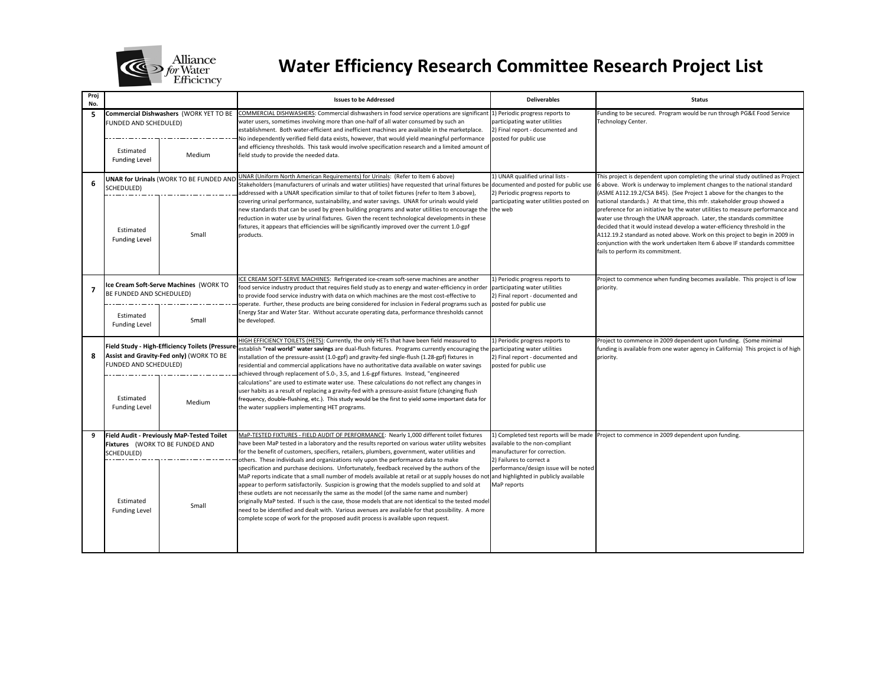# Water Efficiency Research Committee Research Project List

| Proj No. | | | Issues to be Addressed | Deliverables | Status |
|---|---|---|---|---|---|
| 5 | **Commercial Dishwashers** (WORK YET TO BE FUNDED AND SCHEDULED) | | COMMERCIAL DISHWASHERS: Commercial dishwashers in food service operations are significant water users, sometimes involving more than one-half of all water consumed by such an establishment. Both water-efficient and inefficient machines are available in the marketplace. No independently verified field data exists, however, that would yield meaningful performance and efficiency thresholds. This task would involve specification research and a limited amount of field study to provide the needed data. | 1) Periodic progress reports to participating water utilities<br>2) Final report - documented and posted for public use | Funding to be secured. Program would be run through PG&E Food Service Technology Center. |
| | Estimated Funding Level | Medium | | | |
| 6 | **UNAR for Urinals** (WORK TO BE FUNDED AND SCHEDULED) | | UNAR (Uniform North American Requirements) for Urinals: (Refer to Item 6 above) Stakeholders (manufacturers of urinals and water utilities) have requested that urinal fixtures be addressed with a UNAR specification similar to that of toilet fixtures (refer to Item 3 above), covering urinal performance, sustainability, and water savings. UNAR for urinals would yield new standards that can be used by green building programs and water utilities to encourage the reduction in water use by urinal fixtures. Given the recent technological developments in these fixtures, it appears that efficiencies will be significantly improved over the current 1.0-gpf products. | 1) UNAR qualified urinal lists - documented and posted for public use<br>2) Periodic progress reports to participating water utilities posted on the web | This project is dependent upon completing the urinal study outlined as Project 6 above. Work is underway to implement changes to the national standard (ASME A112.19.2/CSA B45). (See Project 1 above for the changes to the national standards.) At that time, this mfr. stakeholder group showed a preference for an initiative by the water utilities to measure performance and water use through the UNAR approach. Later, the standards committee decided that it would instead develop a water-efficiency threshold in the A112.19.2 standard as noted above. Work on this project to begin in 2009 in conjunction with the work undertaken Item 6 above IF standards committee fails to perform its commitment. |
| | Estimated Funding Level | Small | | | |
| 7 | **Ice Cream Soft-Serve Machines** (WORK TO BE FUNDED AND SCHEDULED) | | ICE CREAM SOFT-SERVE MACHINES: Refrigerated ice-cream soft-serve machines are another food service industry product that requires field study as to energy and water-efficiency in order to provide food service industry with data on which machines are the most cost-effective to operate. Further, these products are being considered for inclusion in Federal programs such as Energy Star and Water Star. Without accurate operating data, performance thresholds cannot be developed. | 1) Periodic progress reports to participating water utilities<br>2) Final report - documented and posted for public use | Project to commence when funding becomes available. This project is of low priority. |
| | Estimated Funding Level | Small | | | |
| 8 | **Field Study - High-Efficiency Toilets (Pressure-Assist and Gravity-Fed only)** (WORK TO BE FUNDED AND SCHEDULED) | | HIGH EFFICIENCY TOILETS (HETS): Currently, the only HETs that have been field measured to establish **"real world" water savings** are dual-flush fixtures. Programs currently encouraging the installation of the pressure-assist (1.0-gpf) and gravity-fed single-flush (1.28-gpf) fixtures in residential and commercial applications have no authoritative data available on water savings achieved through replacement of 5.0-, 3.5, and 1.6-gpf fixtures. Instead, "engineered calculations" are used to estimate water use. These calculations do not reflect any changes in user habits as a result of replacing a gravity-fed with a pressure-assist fixture (changing flush frequency, double-flushing, etc.). This study would be the first to yield some important data for the water suppliers implementing HET programs. | 1) Periodic progress reports to participating water utilities<br>2) Final report - documented and posted for public use | Project to commence in 2009 dependent upon funding. (Some minimal funding is available from one water agency in California) This project is of high priority. |
| | Estimated Funding Level | Medium | | | |
| 9 | **Field Audit - Previously MaP-Tested Toilet Fixtures** (WORK TO BE FUNDED AND SCHEDULED) | | MaP-TESTED FIXTURES - FIELD AUDIT OF PERFORMANCE: Nearly 1,000 different toilet fixtures have been MaP tested in a laboratory and the results reported on various water utility websites for the benefit of customers, specifiers, retailers, plumbers, government, water utilities and others. These individuals and organizations rely upon the performance data to make specification and purchase decisions. Unfortunately, feedback received by the authors of the MaP reports indicate that a small number of models available at retail or at supply houses do not appear to perform satisfactorily. Suspicion is growing that the models supplied to and sold at these outlets are not necessarily the same as the model (of the same name and number) originally MaP tested. If such is the case, those models that are not identical to the tested model need to be identified and dealt with. Various avenues are available for that possibility. A more complete scope of work for the proposed audit process is available upon request. | 1) Completed test reports will be made available to the non-compliant manufacturer for correction.<br>2) Failures to correct a performance/design issue will be noted and highlighted in publicly available MaP reports | Project to commence in 2009 dependent upon funding. |
| | Estimated Funding Level | Small | | | |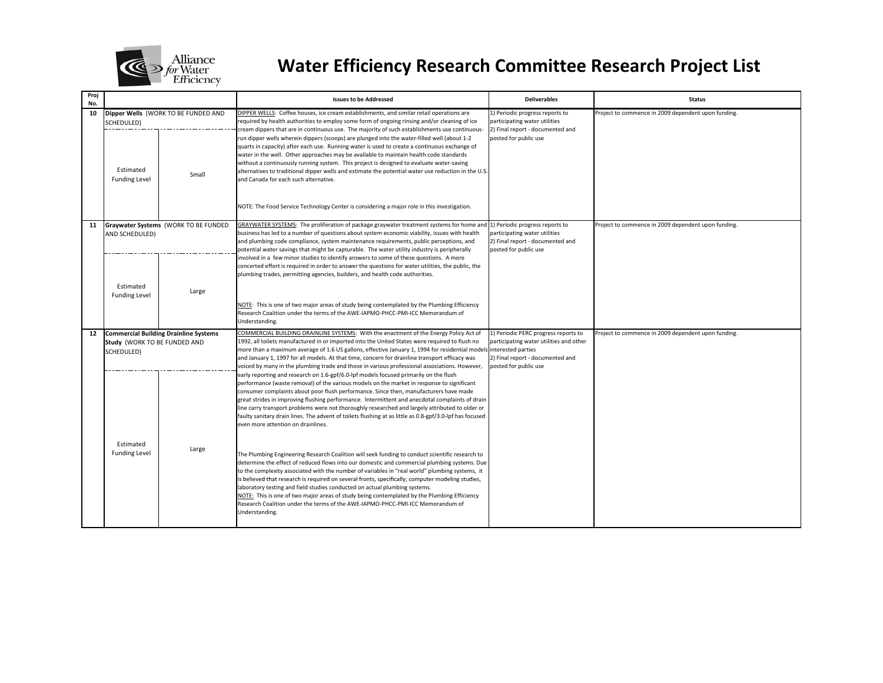# Water Efficiency Research Committee Research Project List

| Proj No. | | | Issues to be Addressed | Deliverables | Status |
|---|---|---|---|---|---|
| 10 | **Dipper Wells** (WORK TO BE FUNDED AND SCHEDULED) | | DIPPER WELLS: Coffee houses, ice cream establishments, and similar retail operations are required by health authorities to employ some form of ongoing rinsing and/or cleaning of ice cream dippers that are in continuous use. The majority of such establishments use continuous-run dipper wells wherein dippers (scoops) are plunged into the water-filled well (about 1-2 quarts in capacity) after each use. Running water is used to create a continuous exchange of water in the well. Other approaches may be available to maintain health code standards without a continuously running system. This project is designed to evaluate water-saving alternatives to traditional dipper wells and estimate the potential water use reduction in the U.S. and Canada for each such alternative.<br><br>NOTE: The Food Service Technology Center is considering a major role in this investigation. | 1) Periodic progress reports to participating water utilities<br>2) Final report - documented and posted for public use | Project to commence in 2009 dependent upon funding. |
| | Estimated Funding Level | Small | | | |
| 11 | **Graywater Systems** (WORK TO BE FUNDED AND SCHEDULED) | | GRAYWATER SYSTEMS: The proliferation of package graywater treatment systems for home and business has led to a number of questions about system economic viability, issues with health and plumbing code compliance, system maintenance requirements, public perceptions, and potential water savings that might be capturable. The water utility industry is peripherally involved in a few minor studies to identify answers to some of these questions. A more concerted effort is required in order to answer the questions for water utilities, the public, the plumbing trades, permitting agencies, builders, and health code authorities.<br><br>NOTE: This is one of two major areas of study being contemplated by the Plumbing Efficiency Research Coalition under the terms of the AWE-IAPMO-PHCC-PMI-ICC Memorandum of Understanding. | 1) Periodic progress reports to participating water utilities<br>2) Final report - documented and posted for public use | Project to commence in 2009 dependent upon funding. |
| | Estimated Funding Level | Large | | | |
| 12 | **Commercial Building Drainline Systems Study** (WORK TO BE FUNDED AND SCHEDULED) | | COMMERCIAL BUILDING DRAINLINE SYSTEMS: With the enactment of the Energy Policy Act of 1992, all toilets manufactured in or imported into the United States were required to flush no more than a maximum average of 1.6 US gallons, effective January 1, 1994 for residential models and January 1, 1997 for all models. At that time, concern for drainline transport efficacy was voiced by many in the plumbing trade and those in various professional associations. However, early reporting and research on 1.6-gpf/6.0-lpf models focused primarily on the flush performance (waste removal) of the various models on the market in response to significant consumer complaints about poor flush performance. Since then, manufacturers have made great strides in improving flushing performance. Intermittent and anecdotal complaints of drain line carry transport problems were not thoroughly researched and largely attributed to older or faulty sanitary drain lines. The advent of toilets flushing at as little as 0.8-gpf/3.0-lpf has focused even more attention on drainlines.<br><br>The Plumbing Engineering Research Coalition will seek funding to conduct scientific research to determine the effect of reduced flows into our domestic and commercial plumbing systems. Due to the complexity associated with the number of variables in "real world" plumbing systems, it is believed that research is required on several fronts, specifically; computer modeling studies, laboratory testing and field studies conducted on actual plumbing systems.<br>NOTE: This is one of two major areas of study being contemplated by the Plumbing Efficiency Research Coalition under the terms of the AWE-IAPMO-PHCC-PMI-ICC Memorandum of Understanding. | 1) Periodic PERC progress reports to participating water utilities and other interested parties<br>2) Final report - documented and posted for public use | Project to commence in 2009 dependent upon funding. |
| | Estimated Funding Level | Large | | | |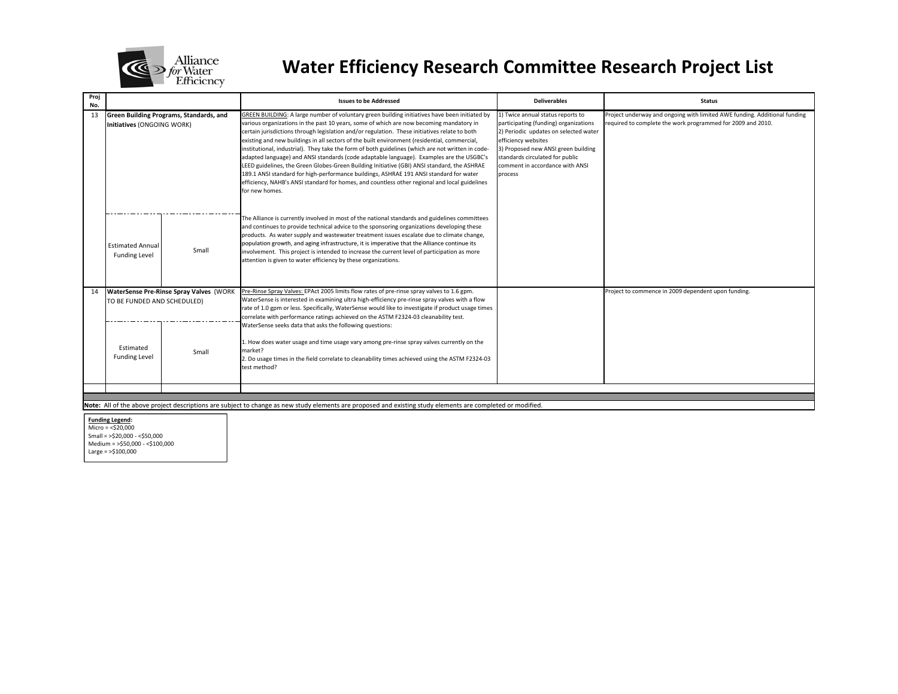# Water Efficiency Research Committee Research Project List

| Proj No. | | | Issues to be Addressed | Deliverables | Status |
|---|---|---|---|---|---|
| 13 | **Green Building Programs, Standards, and Initiatives** (ONGOING WORK) | | GREEN BUILDING: A large number of voluntary green building initiatives have been initiated by various organizations in the past 10 years, some of which are now becoming mandatory in certain jurisdictions through legislation and/or regulation. These initiatives relate to both existing and new buildings in all sectors of the built environment (residential, commercial, institutional, industrial). They take the form of both guidelines (which are not written in code-adapted language) and ANSI standards (code adaptable language). Examples are the USGBC's LEED guidelines, the Green Globes-Green Building Initiative (GBI) ANSI standard, the ASHRAE 189.1 ANSI standard for high-performance buildings, ASHRAE 191 ANSI standard for water efficiency, NAHB's ANSI standard for homes, and countless other regional and local guidelines for new homes.<br><br>The Alliance is currently involved in most of the national standards and guidelines committees and continues to provide technical advice to the sponsoring organizations developing these products. As water supply and wastewater treatment issues escalate due to climate change, population growth, and aging infrastructure, it is imperative that the Alliance continue its involvement. This project is intended to increase the current level of participation as more attention is given to water efficiency by these organizations. | 1) Twice annual status reports to participating (funding) organizations<br>2) Periodic updates on selected water efficiency websites<br>3) Proposed new ANSI green building standards circulated for public comment in accordance with ANSI process | Project underway and ongoing with limited AWE funding. Additional funding required to complete the work programmed for 2009 and 2010. |
| | Estimated Annual Funding Level | Small | | | |
| 14 | **WaterSense Pre-Rinse Spray Valves** (WORK TO BE FUNDED AND SCHEDULED) | | Pre-Rinse Spray Valves: EPAct 2005 limits flow rates of pre-rinse spray valves to 1.6 gpm. WaterSense is interested in examining ultra high-efficiency pre-rinse spray valves with a flow rate of 1.0 gpm or less. Specifically, WaterSense would like to investigate if product usage times correlate with performance ratings achieved on the ASTM F2324-03 cleanability test. WaterSense seeks data that asks the following questions:<br><br>1. How does water usage and time usage vary among pre-rinse spray valves currently on the market?<br>2. Do usage times in the field correlate to cleanability times achieved using the ASTM F2324-03 test method? | | Project to commence in 2009 dependent upon funding. |
| | Estimated Funding Level | Small | | | |

**Note:** All of the above project descriptions are subject to change as new study elements are proposed and existing study elements are completed or modified.

**Funding Legend:**
Micro = <$20,000
Small = >$20,000 - <$50,000
Medium = >$50,000 - <$100,000
Large = >$100,000